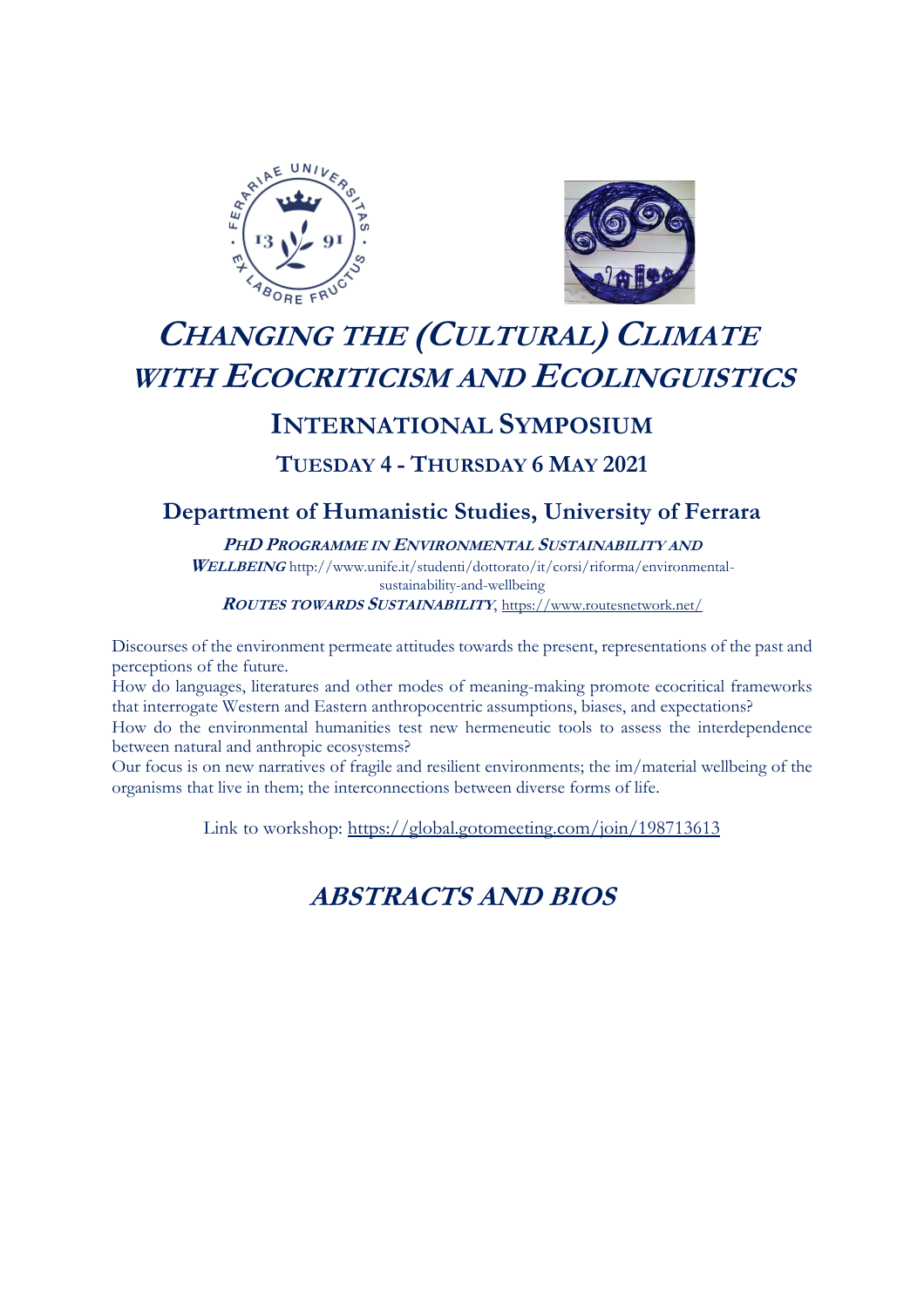# *CHANGING THE (CULTURAL) CLIMATE WITH ECOCRITICISM AND ECOLINGUISTICS*

## INTERNATIONAL SYMPOSIUM

### TUESDAY 4 - THURSDAY 6 MAY 2021

### Department of Humanistic Studies, University of Ferrara

***PHD PROGRAMME IN ENVIRONMENTAL SUSTAINABILITY AND WELLBEING*** http://www.unife.it/studenti/dottorato/it/corsi/riforma/environmental-sustainability-and-wellbeing

***ROUTES TOWARDS SUSTAINABILITY***, https://www.routesnetwork.net/

Discourses of the environment permeate attitudes towards the present, representations of the past and perceptions of the future.

How do languages, literatures and other modes of meaning-making promote ecocritical frameworks that interrogate Western and Eastern anthropocentric assumptions, biases, and expectations?

How do the environmental humanities test new hermeneutic tools to assess the interdependence between natural and anthropic ecosystems?

Our focus is on new narratives of fragile and resilient environments; the im/material wellbeing of the organisms that live in them; the interconnections between diverse forms of life.

Link to workshop: https://global.gotomeeting.com/join/198713613

## *ABSTRACTS AND BIOS*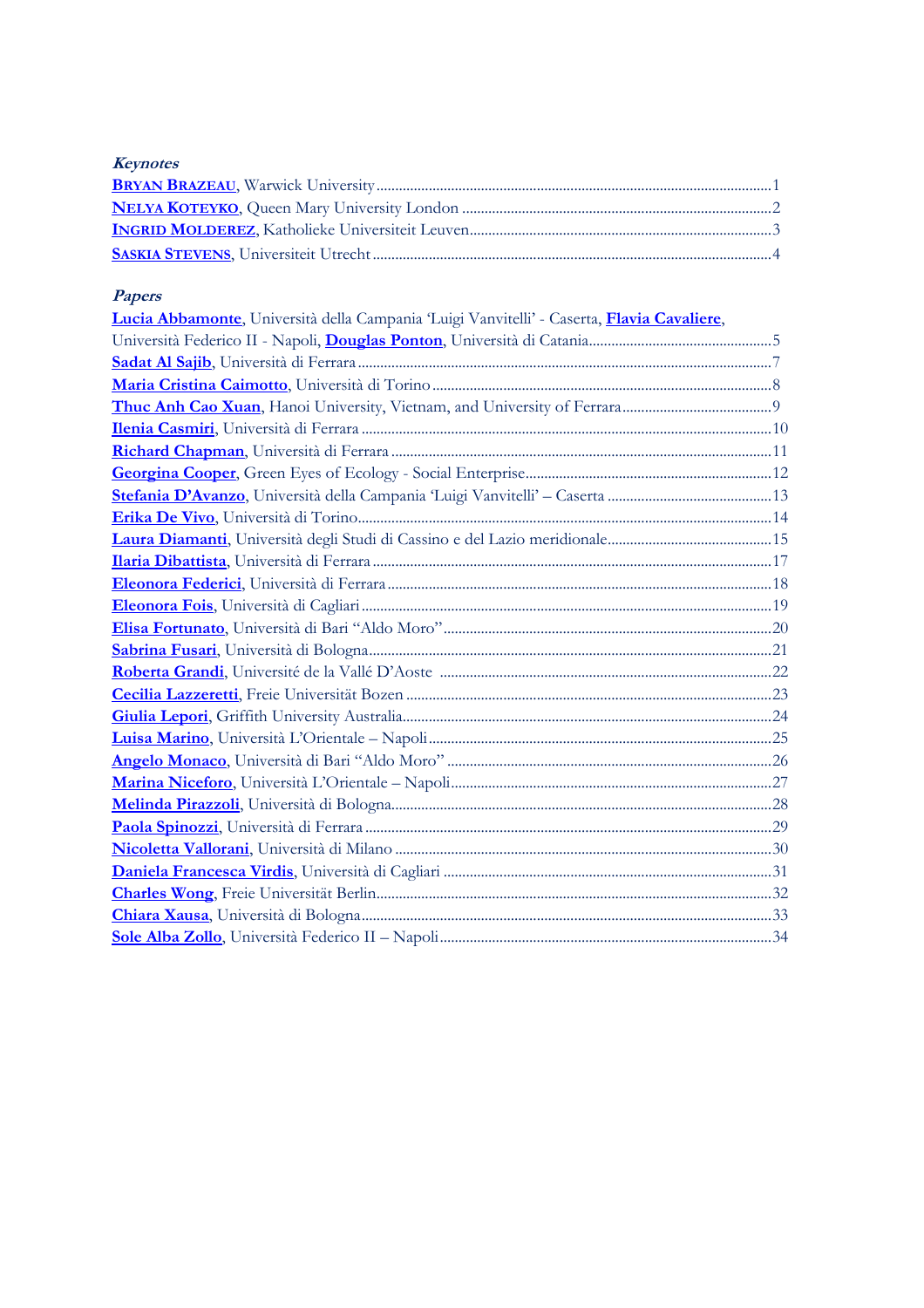***Keynotes***

**BRYAN BRAZEAU**, Warwick University ........................................................................................................ 1
**NELYA KOTEYKO**, Queen Mary University London ...................................................................................... 2
**INGRID MOLDEREZ**, Katholieke Universiteit Leuven........................................................................................ 3
**SASKIA STEVENS**, Universiteit Utrecht ........................................................................................................... 4

***Papers***

**Lucia Abbamonte**, Università della Campania 'Luigi Vanvitelli' - Caserta, **Flavia Cavaliere**, Università Federico II - Napoli, **Douglas Ponton**, Università di Catania................................................ 5
**Sadat Al Sajib**, Università di Ferrara ............................................................................................................... 7
**Maria Cristina Caimotto**, Università di Torino .............................................................................................. 8
**Thuc Anh Cao Xuan**, Hanoi University, Vietnam, and University of Ferrara....................................... 9
**Ilenia Casmiri**, Università di Ferrara ............................................................................................................. 10
**Richard Chapman**, Università di Ferrara ....................................................................................................... 11
**Georgina Cooper**, Green Eyes of Ecology - Social Enterprise................................................................. 12
**Stefania D'Avanzo**, Università della Campania 'Luigi Vanvitelli' – Caserta ........................................... 13
**Erika De Vivo**, Università di Torino............................................................................................................ 14
**Laura Diamanti**, Università degli Studi di Cassino e del Lazio meridionale........................................... 15
**Ilaria Dibattista**, Università di Ferrara .......................................................................................................... 17
**Eleonora Federici**, Università di Ferrara ....................................................................................................... 18
**Eleonora Fois**, Università di Cagliari ............................................................................................................ 19
**Elisa Fortunato**, Università di Bari "Aldo Moro" ....................................................................................... 20
**Sabrina Fusari**, Università di Bologna.......................................................................................................... 21
**Roberta Grandi**, Université de la Vallé D'Aoste ........................................................................................ 22
**Cecilia Lazzeretti**, Freie Universität Bozen ................................................................................................. 23
**Giulia Lepori**, Griffith University Australia................................................................................................. 24
**Luisa Marino**, Università L'Orientale – Napoli........................................................................................... 25
**Angelo Monaco**, Università di Bari "Aldo Moro" ...................................................................................... 26
**Marina Niceforo**, Università L'Orientale – Napoli..................................................................................... 27
**Melinda Pirazzoli**, Università di Bologna..................................................................................................... 28
**Paola Spinozzi**, Università di Ferrara ........................................................................................................... 29
**Nicoletta Vallorani**, Università di Milano .................................................................................................... 30
**Daniela Francesca Virdis**, Università di Cagliari ....................................................................................... 31
**Charles Wong**, Freie Universität Berlin......................................................................................................... 32
**Chiara Xausa**, Università di Bologna............................................................................................................. 33
**Sole Alba Zollo**, Università Federico II – Napoli........................................................................................ 34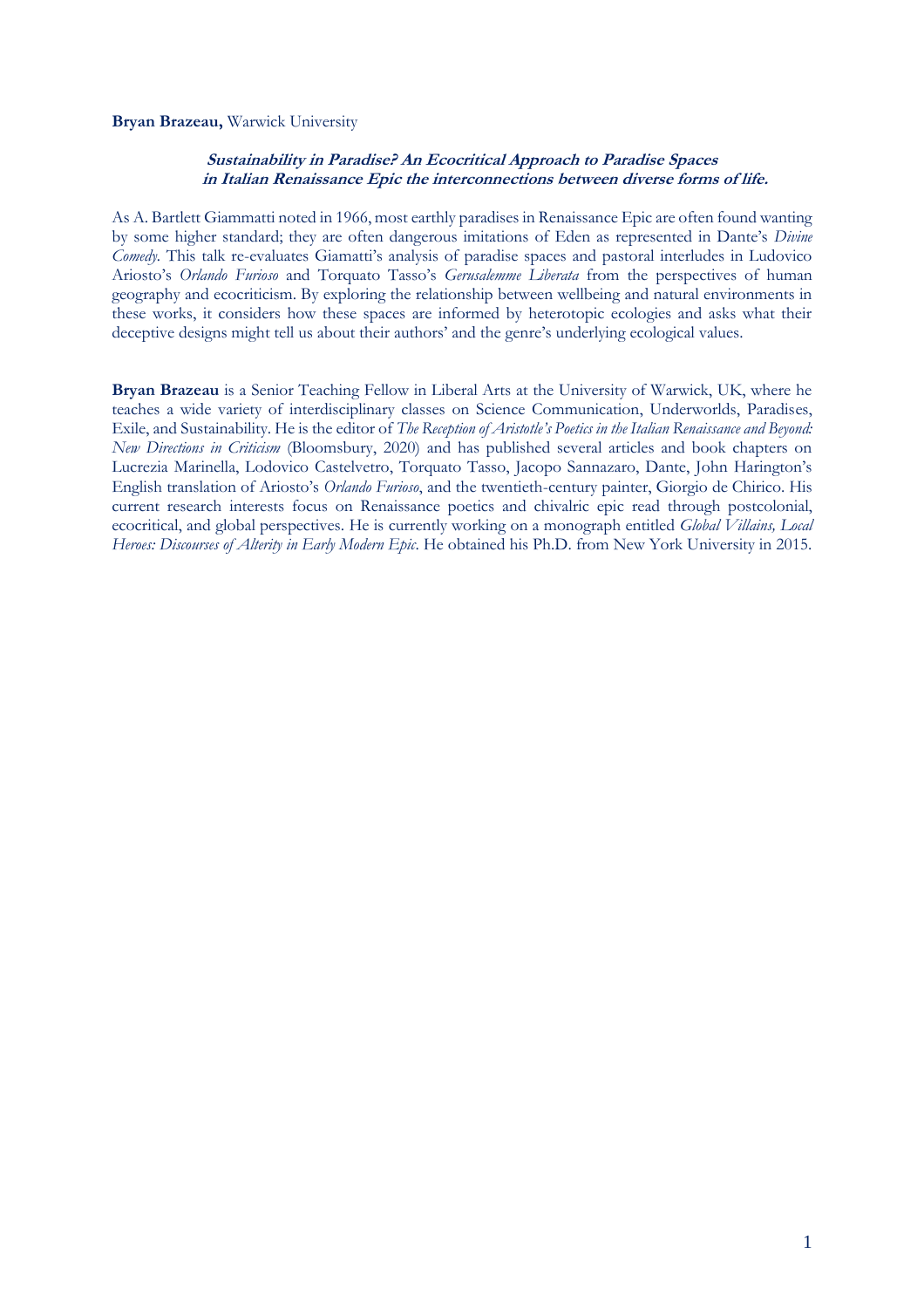**Bryan Brazeau,** Warwick University

***Sustainability in Paradise? An Ecocritical Approach to Paradise Spaces in Italian Renaissance Epic the interconnections between diverse forms of life.***

As A. Bartlett Giammatti noted in 1966, most earthly paradises in Renaissance Epic are often found wanting by some higher standard; they are often dangerous imitations of Eden as represented in Dante's *Divine Comedy*. This talk re-evaluates Giamatti's analysis of paradise spaces and pastoral interludes in Ludovico Ariosto's *Orlando Furioso* and Torquato Tasso's *Gerusalemme Liberata* from the perspectives of human geography and ecocriticism. By exploring the relationship between wellbeing and natural environments in these works, it considers how these spaces are informed by heterotopic ecologies and asks what their deceptive designs might tell us about their authors' and the genre's underlying ecological values.

**Bryan Brazeau** is a Senior Teaching Fellow in Liberal Arts at the University of Warwick, UK, where he teaches a wide variety of interdisciplinary classes on Science Communication, Underworlds, Paradises, Exile, and Sustainability. He is the editor of *The Reception of Aristotle's Poetics in the Italian Renaissance and Beyond: New Directions in Criticism* (Bloomsbury, 2020) and has published several articles and book chapters on Lucrezia Marinella, Lodovico Castelvetro, Torquato Tasso, Jacopo Sannazaro, Dante, John Harington's English translation of Ariosto's *Orlando Furioso*, and the twentieth-century painter, Giorgio de Chirico. His current research interests focus on Renaissance poetics and chivalric epic read through postcolonial, ecocritical, and global perspectives. He is currently working on a monograph entitled *Global Villains, Local Heroes: Discourses of Alterity in Early Modern Epic*. He obtained his Ph.D. from New York University in 2015.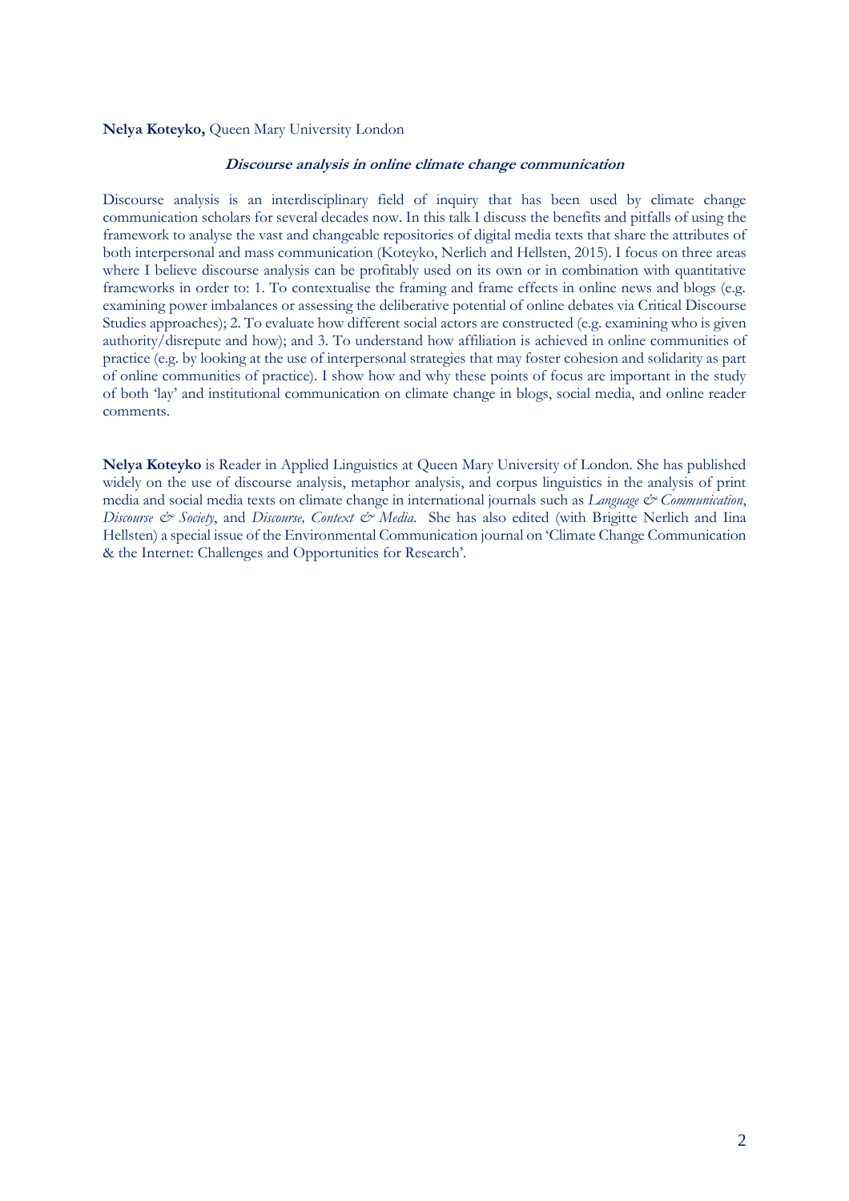**Nelya Koteyko,** Queen Mary University London

### ***Discourse analysis in online climate change communication***

Discourse analysis is an interdisciplinary field of inquiry that has been used by climate change communication scholars for several decades now. In this talk I discuss the benefits and pitfalls of using the framework to analyse the vast and changeable repositories of digital media texts that share the attributes of both interpersonal and mass communication (Koteyko, Nerlich and Hellsten, 2015). I focus on three areas where I believe discourse analysis can be profitably used on its own or in combination with quantitative frameworks in order to: 1. To contextualise the framing and frame effects in online news and blogs (e.g. examining power imbalances or assessing the deliberative potential of online debates via Critical Discourse Studies approaches); 2. To evaluate how different social actors are constructed (e.g. examining who is given authority/disrepute and how); and 3. To understand how affiliation is achieved in online communities of practice (e.g. by looking at the use of interpersonal strategies that may foster cohesion and solidarity as part of online communities of practice). I show how and why these points of focus are important in the study of both 'lay' and institutional communication on climate change in blogs, social media, and online reader comments.

**Nelya Koteyko** is Reader in Applied Linguistics at Queen Mary University of London. She has published widely on the use of discourse analysis, metaphor analysis, and corpus linguistics in the analysis of print media and social media texts on climate change in international journals such as *Language & Communication*, *Discourse & Society*, and *Discourse, Context & Media*. She has also edited (with Brigitte Nerlich and Iina Hellsten) a special issue of the Environmental Communication journal on 'Climate Change Communication & the Internet: Challenges and Opportunities for Research'.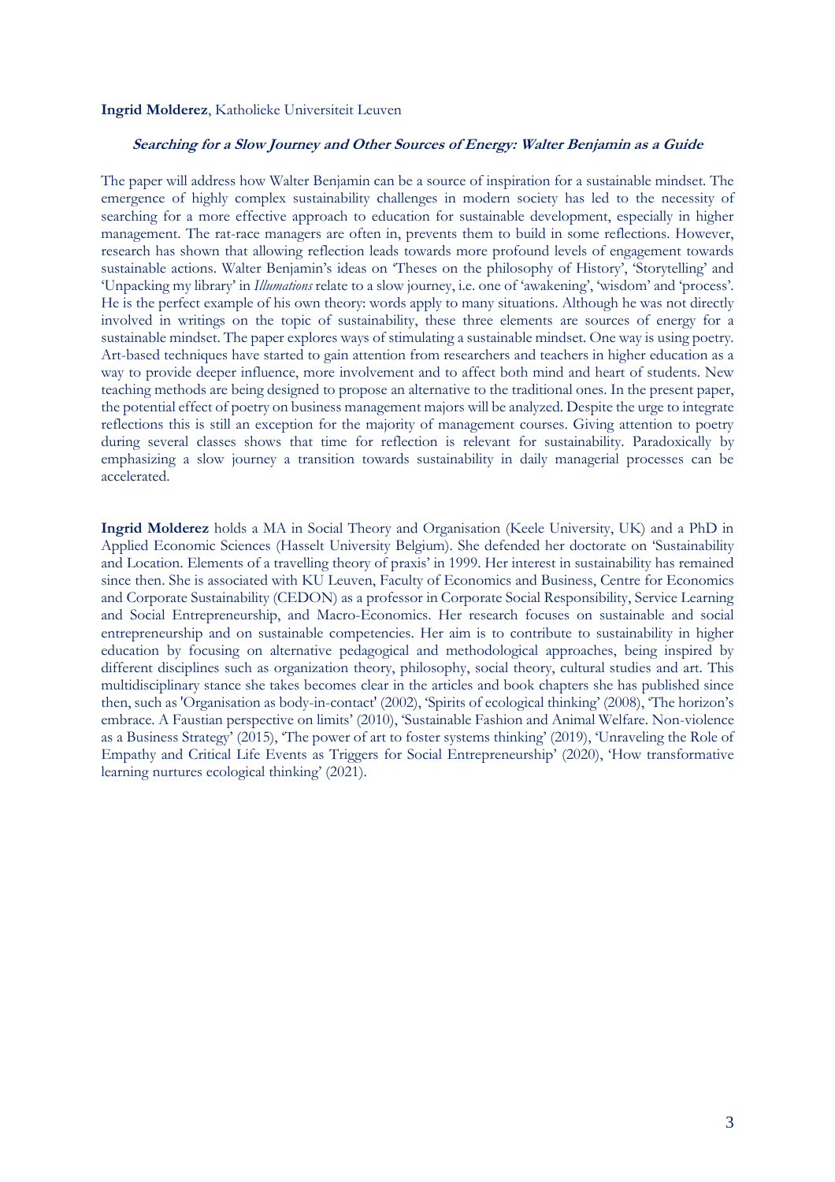**Ingrid Molderez**, Katholieke Universiteit Leuven

### ***Searching for a Slow Journey and Other Sources of Energy: Walter Benjamin as a Guide***

The paper will address how Walter Benjamin can be a source of inspiration for a sustainable mindset. The emergence of highly complex sustainability challenges in modern society has led to the necessity of searching for a more effective approach to education for sustainable development, especially in higher management. The rat-race managers are often in, prevents them to build in some reflections. However, research has shown that allowing reflection leads towards more profound levels of engagement towards sustainable actions. Walter Benjamin's ideas on 'Theses on the philosophy of History', 'Storytelling' and 'Unpacking my library' in *Illumations* relate to a slow journey, i.e. one of 'awakening', 'wisdom' and 'process'. He is the perfect example of his own theory: words apply to many situations. Although he was not directly involved in writings on the topic of sustainability, these three elements are sources of energy for a sustainable mindset. The paper explores ways of stimulating a sustainable mindset. One way is using poetry. Art-based techniques have started to gain attention from researchers and teachers in higher education as a way to provide deeper influence, more involvement and to affect both mind and heart of students. New teaching methods are being designed to propose an alternative to the traditional ones. In the present paper, the potential effect of poetry on business management majors will be analyzed. Despite the urge to integrate reflections this is still an exception for the majority of management courses. Giving attention to poetry during several classes shows that time for reflection is relevant for sustainability. Paradoxically by emphasizing a slow journey a transition towards sustainability in daily managerial processes can be accelerated.

**Ingrid Molderez** holds a MA in Social Theory and Organisation (Keele University, UK) and a PhD in Applied Economic Sciences (Hasselt University Belgium). She defended her doctorate on 'Sustainability and Location. Elements of a travelling theory of praxis' in 1999. Her interest in sustainability has remained since then. She is associated with KU Leuven, Faculty of Economics and Business, Centre for Economics and Corporate Sustainability (CEDON) as a professor in Corporate Social Responsibility, Service Learning and Social Entrepreneurship, and Macro-Economics. Her research focuses on sustainable and social entrepreneurship and on sustainable competencies. Her aim is to contribute to sustainability in higher education by focusing on alternative pedagogical and methodological approaches, being inspired by different disciplines such as organization theory, philosophy, social theory, cultural studies and art. This multidisciplinary stance she takes becomes clear in the articles and book chapters she has published since then, such as 'Organisation as body-in-contact' (2002), 'Spirits of ecological thinking' (2008), 'The horizon's embrace. A Faustian perspective on limits' (2010), 'Sustainable Fashion and Animal Welfare. Non-violence as a Business Strategy' (2015), 'The power of art to foster systems thinking' (2019), 'Unraveling the Role of Empathy and Critical Life Events as Triggers for Social Entrepreneurship' (2020), 'How transformative learning nurtures ecological thinking' (2021).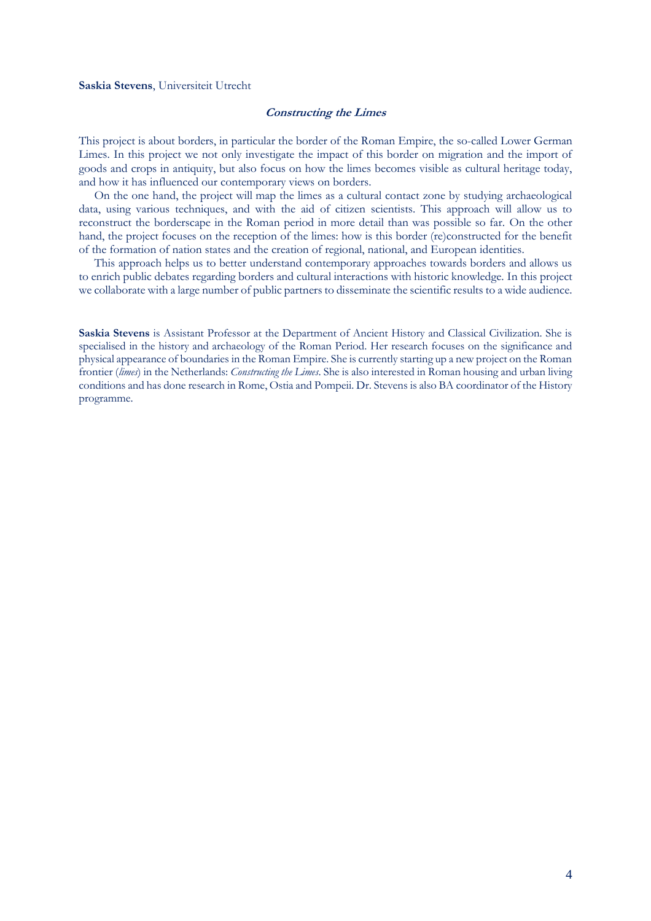**Saskia Stevens**, Universiteit Utrecht

### ***Constructing the Limes***

This project is about borders, in particular the border of the Roman Empire, the so-called Lower German Limes. In this project we not only investigate the impact of this border on migration and the import of goods and crops in antiquity, but also focus on how the limes becomes visible as cultural heritage today, and how it has influenced our contemporary views on borders.

On the one hand, the project will map the limes as a cultural contact zone by studying archaeological data, using various techniques, and with the aid of citizen scientists. This approach will allow us to reconstruct the borderscape in the Roman period in more detail than was possible so far. On the other hand, the project focuses on the reception of the limes: how is this border (re)constructed for the benefit of the formation of nation states and the creation of regional, national, and European identities.

This approach helps us to better understand contemporary approaches towards borders and allows us to enrich public debates regarding borders and cultural interactions with historic knowledge. In this project we collaborate with a large number of public partners to disseminate the scientific results to a wide audience.

**Saskia Stevens** is Assistant Professor at the Department of Ancient History and Classical Civilization. She is specialised in the history and archaeology of the Roman Period. Her research focuses on the significance and physical appearance of boundaries in the Roman Empire. She is currently starting up a new project on the Roman frontier (*limes*) in the Netherlands: *Constructing the Limes*. She is also interested in Roman housing and urban living conditions and has done research in Rome, Ostia and Pompeii. Dr. Stevens is also BA coordinator of the History programme.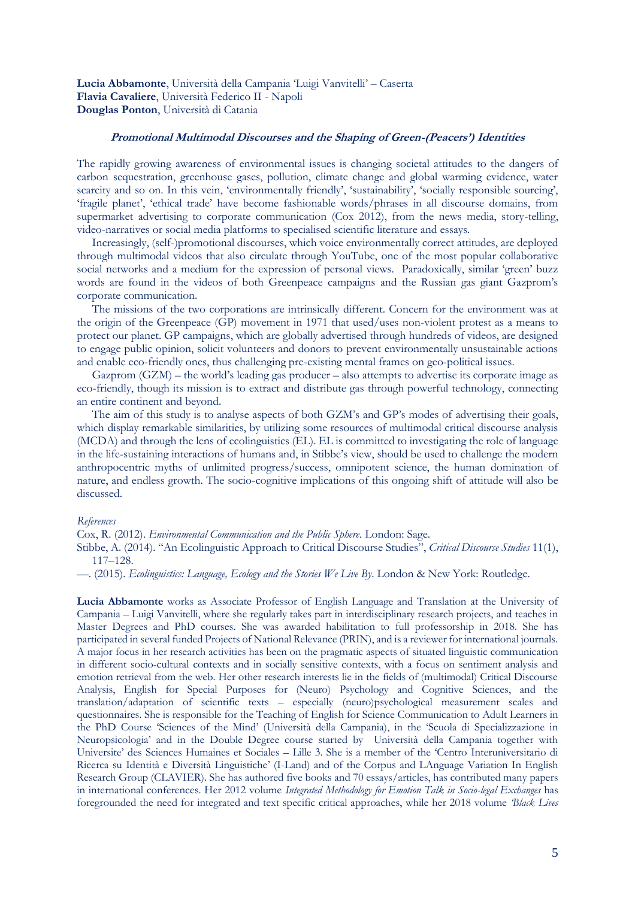**Lucia Abbamonte**, Università della Campania 'Luigi Vanvitelli' – Caserta
**Flavia Cavaliere**, Università Federico II - Napoli
**Douglas Ponton**, Università di Catania

***Promotional Multimodal Discourses and the Shaping of Green-(Peacers') Identities***

The rapidly growing awareness of environmental issues is changing societal attitudes to the dangers of carbon sequestration, greenhouse gases, pollution, climate change and global warming evidence, water scarcity and so on. In this vein, 'environmentally friendly', 'sustainability', 'socially responsible sourcing', 'fragile planet', 'ethical trade' have become fashionable words/phrases in all discourse domains, from supermarket advertising to corporate communication (Cox 2012), from the news media, story-telling, video-narratives or social media platforms to specialised scientific literature and essays.

Increasingly, (self-)promotional discourses, which voice environmentally correct attitudes, are deployed through multimodal videos that also circulate through YouTube, one of the most popular collaborative social networks and a medium for the expression of personal views. Paradoxically, similar 'green' buzz words are found in the videos of both Greenpeace campaigns and the Russian gas giant Gazprom's corporate communication.

The missions of the two corporations are intrinsically different. Concern for the environment was at the origin of the Greenpeace (GP) movement in 1971 that used/uses non-violent protest as a means to protect our planet. GP campaigns, which are globally advertised through hundreds of videos, are designed to engage public opinion, solicit volunteers and donors to prevent environmentally unsustainable actions and enable eco-friendly ones, thus challenging pre-existing mental frames on geo-political issues.

Gazprom (GZM) – the world's leading gas producer – also attempts to advertise its corporate image as eco-friendly, though its mission is to extract and distribute gas through powerful technology, connecting an entire continent and beyond.

The aim of this study is to analyse aspects of both GZM's and GP's modes of advertising their goals, which display remarkable similarities, by utilizing some resources of multimodal critical discourse analysis (MCDA) and through the lens of ecolinguistics (EL). EL is committed to investigating the role of language in the life-sustaining interactions of humans and, in Stibbe's view, should be used to challenge the modern anthropocentric myths of unlimited progress/success, omnipotent science, the human domination of nature, and endless growth. The socio-cognitive implications of this ongoing shift of attitude will also be discussed.

*References*

Cox, R. (2012). *Environmental Communication and the Public Sphere*. London: Sage.

Stibbe, A. (2014). "An Ecolinguistic Approach to Critical Discourse Studies", *Critical Discourse Studies* 11(1), 117–128.

—. (2015). *Ecolinguistics: Language, Ecology and the Stories We Live By*. London & New York: Routledge.

**Lucia Abbamonte** works as Associate Professor of English Language and Translation at the University of Campania – Luigi Vanvitelli, where she regularly takes part in interdisciplinary research projects, and teaches in Master Degrees and PhD courses. She was awarded habilitation to full professorship in 2018. She has participated in several funded Projects of National Relevance (PRIN), and is a reviewer for international journals. A major focus in her research activities has been on the pragmatic aspects of situated linguistic communication in different socio-cultural contexts and in socially sensitive contexts, with a focus on sentiment analysis and emotion retrieval from the web. Her other research interests lie in the fields of (multimodal) Critical Discourse Analysis, English for Special Purposes for (Neuro) Psychology and Cognitive Sciences, and the translation/adaptation of scientific texts – especially (neuro)psychological measurement scales and questionnaires. She is responsible for the Teaching of English for Science Communication to Adult Learners in the PhD Course 'Sciences of the Mind' (Università della Campania), in the 'Scuola di Specializzazione in Neuropsicologia' and in the Double Degree course started by Università della Campania together with Universite' des Sciences Humaines et Sociales – Lille 3. She is a member of the 'Centro Interuniversitario di Ricerca su Identità e Diversità Linguistiche' (I-Land) and of the Corpus and LAnguage Variation In English Research Group (CLAVIER). She has authored five books and 70 essays/articles, has contributed many papers in international conferences. Her 2012 volume *Integrated Methodology for Emotion Talk in Socio-legal Exchanges* has foregrounded the need for integrated and text specific critical approaches, while her 2018 volume *'Black Lives*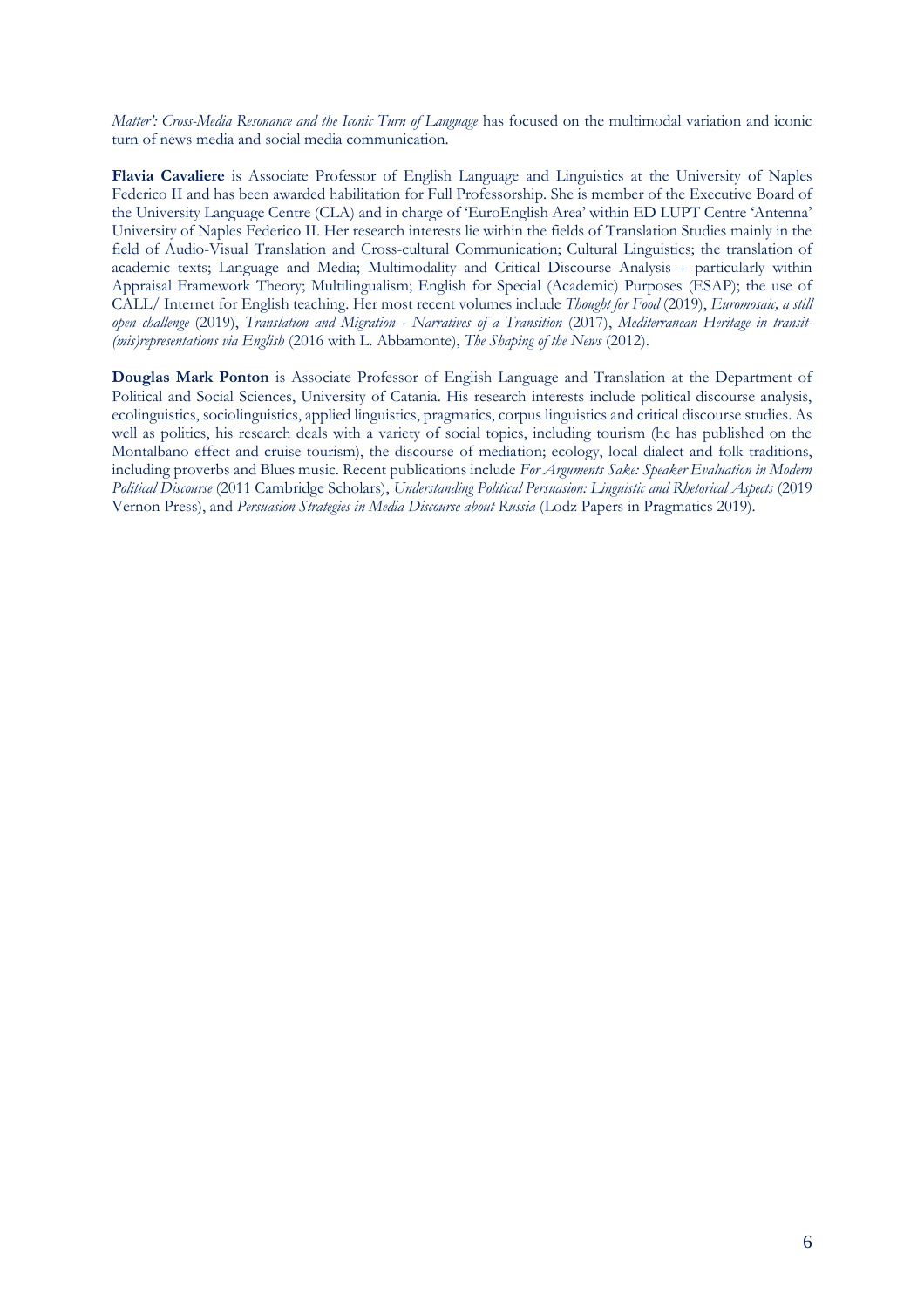*Matter': Cross-Media Resonance and the Iconic Turn of Language* has focused on the multimodal variation and iconic turn of news media and social media communication.

**Flavia Cavaliere** is Associate Professor of English Language and Linguistics at the University of Naples Federico II and has been awarded habilitation for Full Professorship. She is member of the Executive Board of the University Language Centre (CLA) and in charge of 'EuroEnglish Area' within ED LUPT Centre 'Antenna' University of Naples Federico II. Her research interests lie within the fields of Translation Studies mainly in the field of Audio-Visual Translation and Cross-cultural Communication; Cultural Linguistics; the translation of academic texts; Language and Media; Multimodality and Critical Discourse Analysis – particularly within Appraisal Framework Theory; Multilingualism; English for Special (Academic) Purposes (ESAP); the use of CALL/ Internet for English teaching. Her most recent volumes include *Thought for Food* (2019), *Euromosaic, a still open challenge* (2019), *Translation and Migration - Narratives of a Transition* (2017), *Mediterranean Heritage in transit-(mis)representations via English* (2016 with L. Abbamonte), *The Shaping of the News* (2012).

**Douglas Mark Ponton** is Associate Professor of English Language and Translation at the Department of Political and Social Sciences, University of Catania. His research interests include political discourse analysis, ecolinguistics, sociolinguistics, applied linguistics, pragmatics, corpus linguistics and critical discourse studies. As well as politics, his research deals with a variety of social topics, including tourism (he has published on the Montalbano effect and cruise tourism), the discourse of mediation; ecology, local dialect and folk traditions, including proverbs and Blues music. Recent publications include *For Arguments Sake: Speaker Evaluation in Modern Political Discourse* (2011 Cambridge Scholars), *Understanding Political Persuasion: Linguistic and Rhetorical Aspects* (2019 Vernon Press), and *Persuasion Strategies in Media Discourse about Russia* (Lodz Papers in Pragmatics 2019).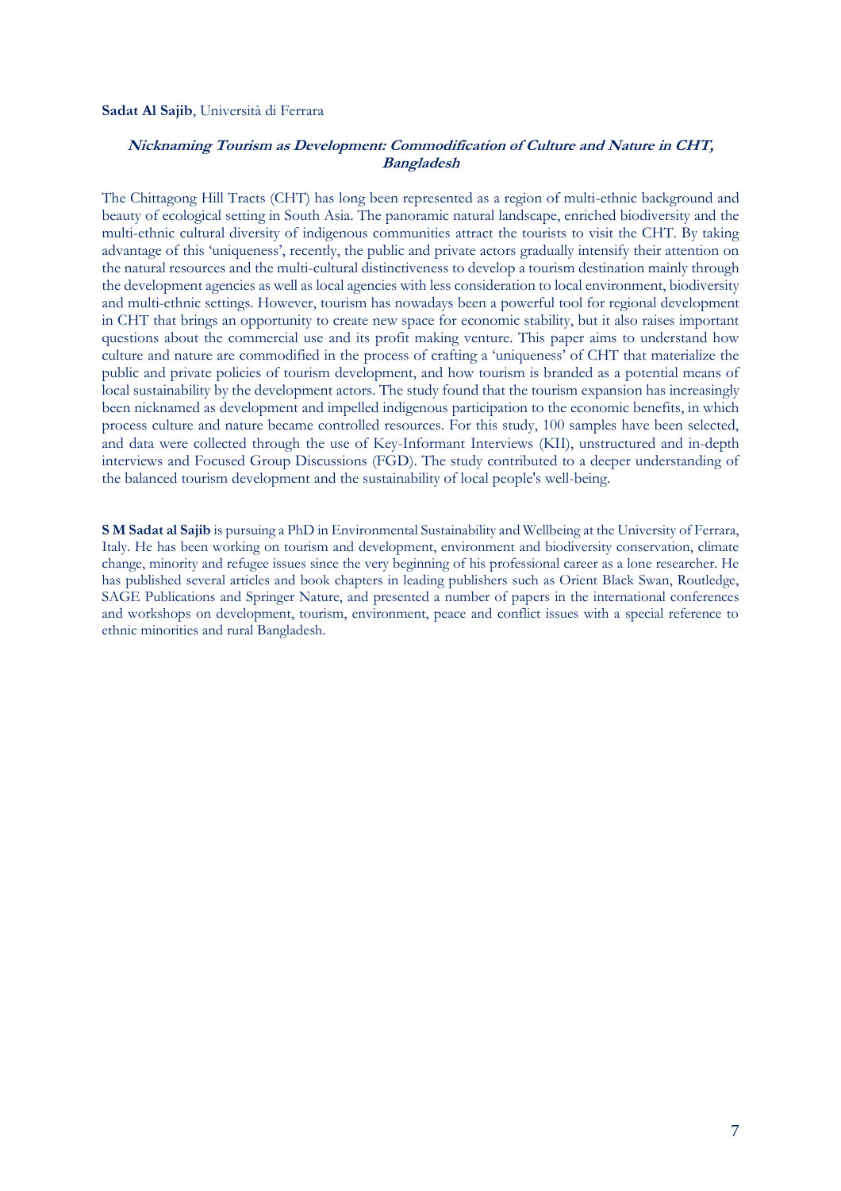**Sadat Al Sajib**, Università di Ferrara

### *Nicknaming Tourism as Development: Commodification of Culture and Nature in CHT, Bangladesh*

The Chittagong Hill Tracts (CHT) has long been represented as a region of multi-ethnic background and beauty of ecological setting in South Asia. The panoramic natural landscape, enriched biodiversity and the multi-ethnic cultural diversity of indigenous communities attract the tourists to visit the CHT. By taking advantage of this 'uniqueness', recently, the public and private actors gradually intensify their attention on the natural resources and the multi-cultural distinctiveness to develop a tourism destination mainly through the development agencies as well as local agencies with less consideration to local environment, biodiversity and multi-ethnic settings. However, tourism has nowadays been a powerful tool for regional development in CHT that brings an opportunity to create new space for economic stability, but it also raises important questions about the commercial use and its profit making venture. This paper aims to understand how culture and nature are commodified in the process of crafting a 'uniqueness' of CHT that materialize the public and private policies of tourism development, and how tourism is branded as a potential means of local sustainability by the development actors. The study found that the tourism expansion has increasingly been nicknamed as development and impelled indigenous participation to the economic benefits, in which process culture and nature became controlled resources. For this study, 100 samples have been selected, and data were collected through the use of Key-Informant Interviews (KII), unstructured and in-depth interviews and Focused Group Discussions (FGD). The study contributed to a deeper understanding of the balanced tourism development and the sustainability of local people's well-being.

**S M Sadat al Sajib** is pursuing a PhD in Environmental Sustainability and Wellbeing at the University of Ferrara, Italy. He has been working on tourism and development, environment and biodiversity conservation, climate change, minority and refugee issues since the very beginning of his professional career as a lone researcher. He has published several articles and book chapters in leading publishers such as Orient Black Swan, Routledge, SAGE Publications and Springer Nature, and presented a number of papers in the international conferences and workshops on development, tourism, environment, peace and conflict issues with a special reference to ethnic minorities and rural Bangladesh.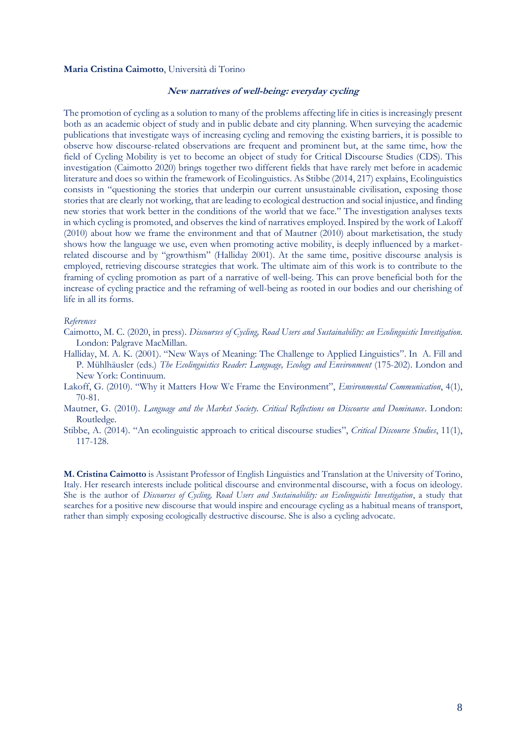**Maria Cristina Caimotto**, Università di Torino

### *New narratives of well-being: everyday cycling*

The promotion of cycling as a solution to many of the problems affecting life in cities is increasingly present both as an academic object of study and in public debate and city planning. When surveying the academic publications that investigate ways of increasing cycling and removing the existing barriers, it is possible to observe how discourse-related observations are frequent and prominent but, at the same time, how the field of Cycling Mobility is yet to become an object of study for Critical Discourse Studies (CDS). This investigation (Caimotto 2020) brings together two different fields that have rarely met before in academic literature and does so within the framework of Ecolinguistics. As Stibbe (2014, 217) explains, Ecolinguistics consists in "questioning the stories that underpin our current unsustainable civilisation, exposing those stories that are clearly not working, that are leading to ecological destruction and social injustice, and finding new stories that work better in the conditions of the world that we face." The investigation analyses texts in which cycling is promoted, and observes the kind of narratives employed. Inspired by the work of Lakoff (2010) about how we frame the environment and that of Mautner (2010) about marketisation, the study shows how the language we use, even when promoting active mobility, is deeply influenced by a market-related discourse and by "growthism" (Halliday 2001). At the same time, positive discourse analysis is employed, retrieving discourse strategies that work. The ultimate aim of this work is to contribute to the framing of cycling promotion as part of a narrative of well-being. This can prove beneficial both for the increase of cycling practice and the reframing of well-being as rooted in our bodies and our cherishing of life in all its forms.

*References*

Caimotto, M. C. (2020, in press). *Discourses of Cycling, Road Users and Sustainability: an Ecolinguistic Investigation*. London: Palgrave MacMillan.

Halliday, M. A. K. (2001). "New Ways of Meaning: The Challenge to Applied Linguistics". In A. Fill and P. Mühlhäusler (eds.) *The Ecolinguistics Reader: Language, Ecology and Environment* (175-202). London and New York: Continuum.

Lakoff, G. (2010). "Why it Matters How We Frame the Environment", *Environmental Communication*, 4(1), 70-81.

Mautner, G. (2010). *Language and the Market Society. Critical Reflections on Discourse and Dominance*. London: Routledge.

Stibbe, A. (2014). "An ecolinguistic approach to critical discourse studies", *Critical Discourse Studies*, 11(1), 117-128.

**M. Cristina Caimotto** is Assistant Professor of English Linguistics and Translation at the University of Torino, Italy. Her research interests include political discourse and environmental discourse, with a focus on ideology. She is the author of *Discourses of Cycling, Road Users and Sustainability: an Ecolinguistic Investigation*, a study that searches for a positive new discourse that would inspire and encourage cycling as a habitual means of transport, rather than simply exposing ecologically destructive discourse. She is also a cycling advocate.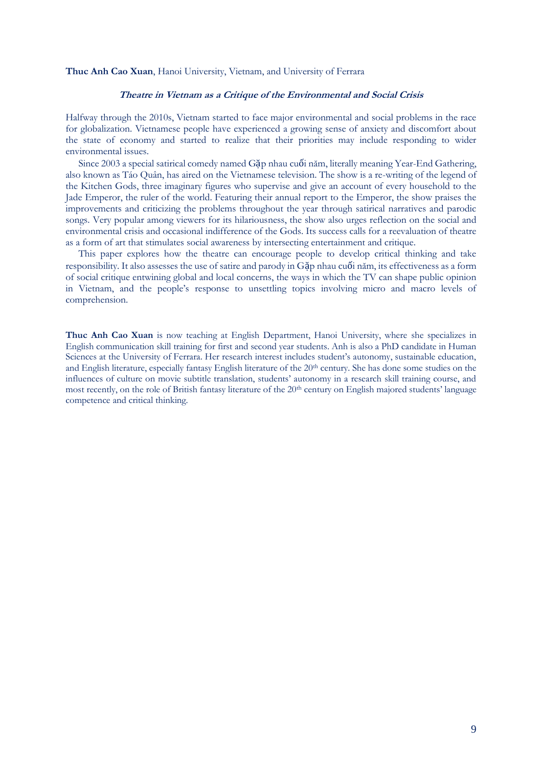**Thuc Anh Cao Xuan**, Hanoi University, Vietnam, and University of Ferrara

### *Theatre in Vietnam as a Critique of the Environmental and Social Crisis*

Halfway through the 2010s, Vietnam started to face major environmental and social problems in the race for globalization. Vietnamese people have experienced a growing sense of anxiety and discomfort about the state of economy and started to realize that their priorities may include responding to wider environmental issues.

Since 2003 a special satirical comedy named Gặp nhau cuối năm, literally meaning Year-End Gathering, also known as Táo Quân, has aired on the Vietnamese television. The show is a re-writing of the legend of the Kitchen Gods, three imaginary figures who supervise and give an account of every household to the Jade Emperor, the ruler of the world. Featuring their annual report to the Emperor, the show praises the improvements and criticizing the problems throughout the year through satirical narratives and parodic songs. Very popular among viewers for its hilariousness, the show also urges reflection on the social and environmental crisis and occasional indifference of the Gods. Its success calls for a reevaluation of theatre as a form of art that stimulates social awareness by intersecting entertainment and critique.

This paper explores how the theatre can encourage people to develop critical thinking and take responsibility. It also assesses the use of satire and parody in Gặp nhau cuối năm, its effectiveness as a form of social critique entwining global and local concerns, the ways in which the TV can shape public opinion in Vietnam, and the people's response to unsettling topics involving micro and macro levels of comprehension.

**Thuc Anh Cao Xuan** is now teaching at English Department, Hanoi University, where she specializes in English communication skill training for first and second year students. Anh is also a PhD candidate in Human Sciences at the University of Ferrara. Her research interest includes student's autonomy, sustainable education, and English literature, especially fantasy English literature of the 20th century. She has done some studies on the influences of culture on movie subtitle translation, students' autonomy in a research skill training course, and most recently, on the role of British fantasy literature of the 20th century on English majored students' language competence and critical thinking.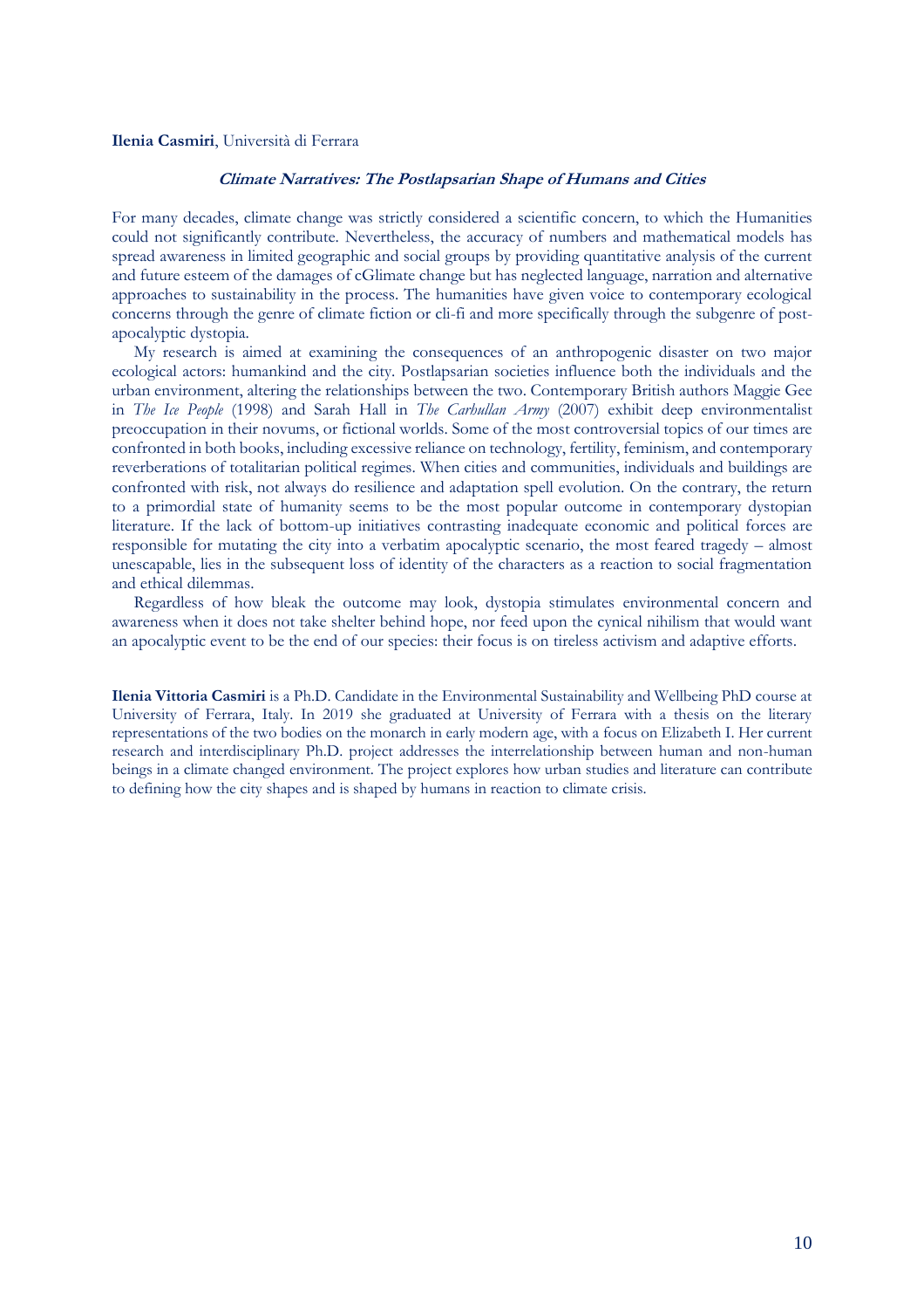**Ilenia Casmiri**, Università di Ferrara

### ***Climate Narratives: The Postlapsarian Shape of Humans and Cities***

For many decades, climate change was strictly considered a scientific concern, to which the Humanities could not significantly contribute. Nevertheless, the accuracy of numbers and mathematical models has spread awareness in limited geographic and social groups by providing quantitative analysis of the current and future esteem of the damages of cGlimate change but has neglected language, narration and alternative approaches to sustainability in the process. The humanities have given voice to contemporary ecological concerns through the genre of climate fiction or cli-fi and more specifically through the subgenre of post-apocalyptic dystopia.

My research is aimed at examining the consequences of an anthropogenic disaster on two major ecological actors: humankind and the city. Postlapsarian societies influence both the individuals and the urban environment, altering the relationships between the two. Contemporary British authors Maggie Gee in *The Ice People* (1998) and Sarah Hall in *The Carhullan Army* (2007) exhibit deep environmentalist preoccupation in their novums, or fictional worlds. Some of the most controversial topics of our times are confronted in both books, including excessive reliance on technology, fertility, feminism, and contemporary reverberations of totalitarian political regimes. When cities and communities, individuals and buildings are confronted with risk, not always do resilience and adaptation spell evolution. On the contrary, the return to a primordial state of humanity seems to be the most popular outcome in contemporary dystopian literature. If the lack of bottom-up initiatives contrasting inadequate economic and political forces are responsible for mutating the city into a verbatim apocalyptic scenario, the most feared tragedy – almost unescapable, lies in the subsequent loss of identity of the characters as a reaction to social fragmentation and ethical dilemmas.

Regardless of how bleak the outcome may look, dystopia stimulates environmental concern and awareness when it does not take shelter behind hope, nor feed upon the cynical nihilism that would want an apocalyptic event to be the end of our species: their focus is on tireless activism and adaptive efforts.

**Ilenia Vittoria Casmiri** is a Ph.D. Candidate in the Environmental Sustainability and Wellbeing PhD course at University of Ferrara, Italy. In 2019 she graduated at University of Ferrara with a thesis on the literary representations of the two bodies on the monarch in early modern age, with a focus on Elizabeth I. Her current research and interdisciplinary Ph.D. project addresses the interrelationship between human and non-human beings in a climate changed environment. The project explores how urban studies and literature can contribute to defining how the city shapes and is shaped by humans in reaction to climate crisis.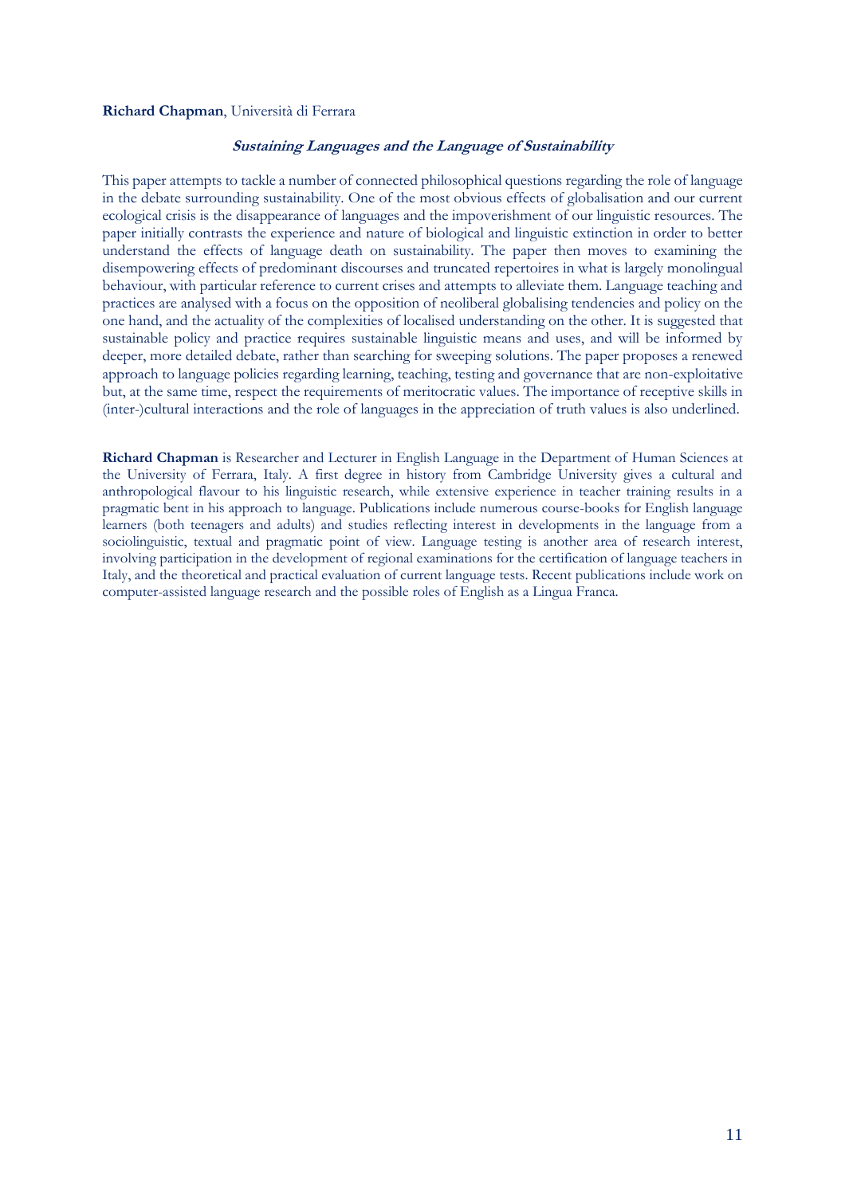**Richard Chapman**, Università di Ferrara

### ***Sustaining Languages and the Language of Sustainability***

This paper attempts to tackle a number of connected philosophical questions regarding the role of language in the debate surrounding sustainability. One of the most obvious effects of globalisation and our current ecological crisis is the disappearance of languages and the impoverishment of our linguistic resources. The paper initially contrasts the experience and nature of biological and linguistic extinction in order to better understand the effects of language death on sustainability. The paper then moves to examining the disempowering effects of predominant discourses and truncated repertoires in what is largely monolingual behaviour, with particular reference to current crises and attempts to alleviate them. Language teaching and practices are analysed with a focus on the opposition of neoliberal globalising tendencies and policy on the one hand, and the actuality of the complexities of localised understanding on the other. It is suggested that sustainable policy and practice requires sustainable linguistic means and uses, and will be informed by deeper, more detailed debate, rather than searching for sweeping solutions. The paper proposes a renewed approach to language policies regarding learning, teaching, testing and governance that are non-exploitative but, at the same time, respect the requirements of meritocratic values. The importance of receptive skills in (inter-)cultural interactions and the role of languages in the appreciation of truth values is also underlined.

**Richard Chapman** is Researcher and Lecturer in English Language in the Department of Human Sciences at the University of Ferrara, Italy. A first degree in history from Cambridge University gives a cultural and anthropological flavour to his linguistic research, while extensive experience in teacher training results in a pragmatic bent in his approach to language. Publications include numerous course-books for English language learners (both teenagers and adults) and studies reflecting interest in developments in the language from a sociolinguistic, textual and pragmatic point of view. Language testing is another area of research interest, involving participation in the development of regional examinations for the certification of language teachers in Italy, and the theoretical and practical evaluation of current language tests. Recent publications include work on computer-assisted language research and the possible roles of English as a Lingua Franca.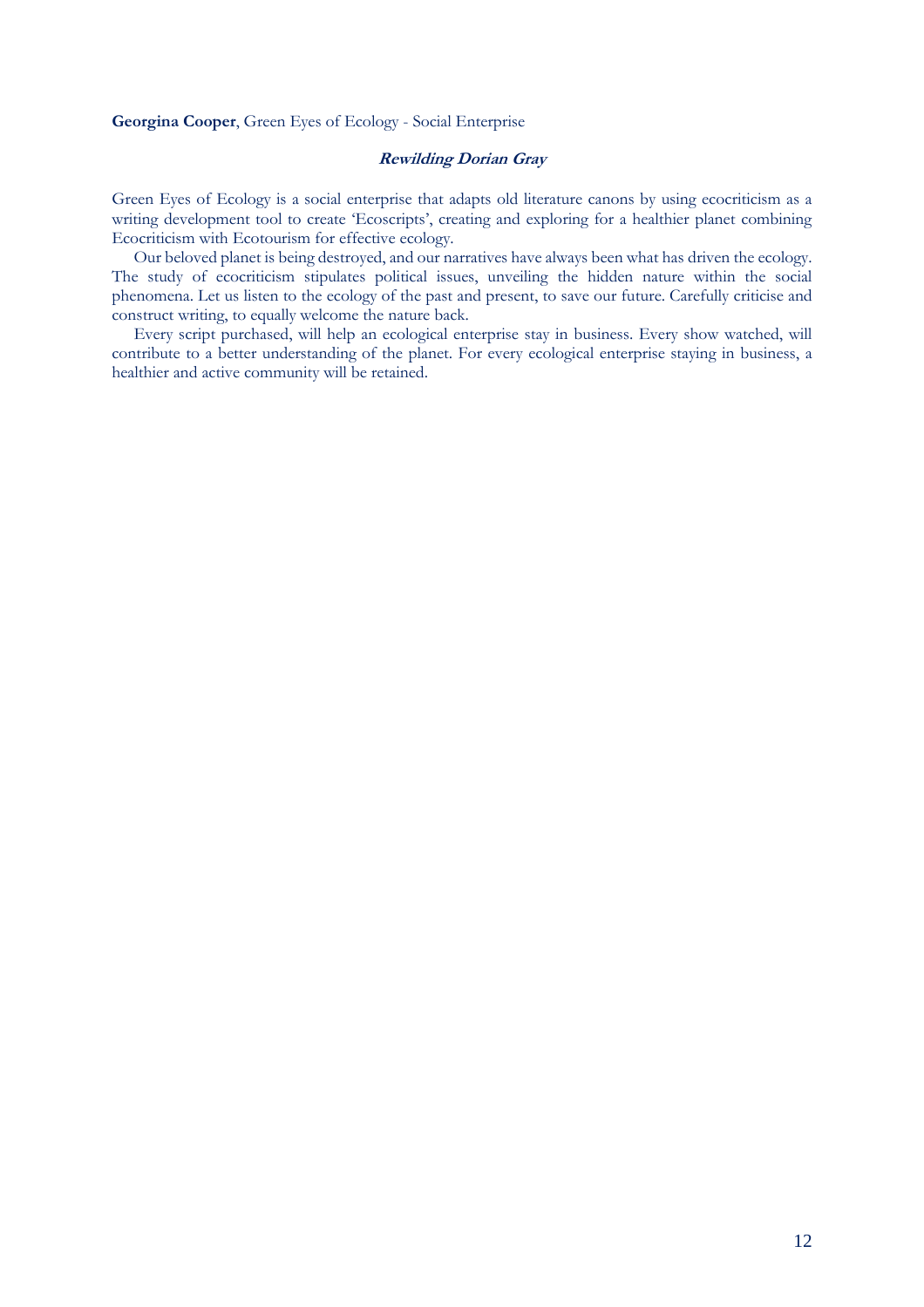**Georgina Cooper**, Green Eyes of Ecology - Social Enterprise

### ***Rewilding Dorian Gray***

Green Eyes of Ecology is a social enterprise that adapts old literature canons by using ecocriticism as a writing development tool to create 'Ecoscripts', creating and exploring for a healthier planet combining Ecocriticism with Ecotourism for effective ecology.

Our beloved planet is being destroyed, and our narratives have always been what has driven the ecology. The study of ecocriticism stipulates political issues, unveiling the hidden nature within the social phenomena. Let us listen to the ecology of the past and present, to save our future. Carefully criticise and construct writing, to equally welcome the nature back.

Every script purchased, will help an ecological enterprise stay in business. Every show watched, will contribute to a better understanding of the planet. For every ecological enterprise staying in business, a healthier and active community will be retained.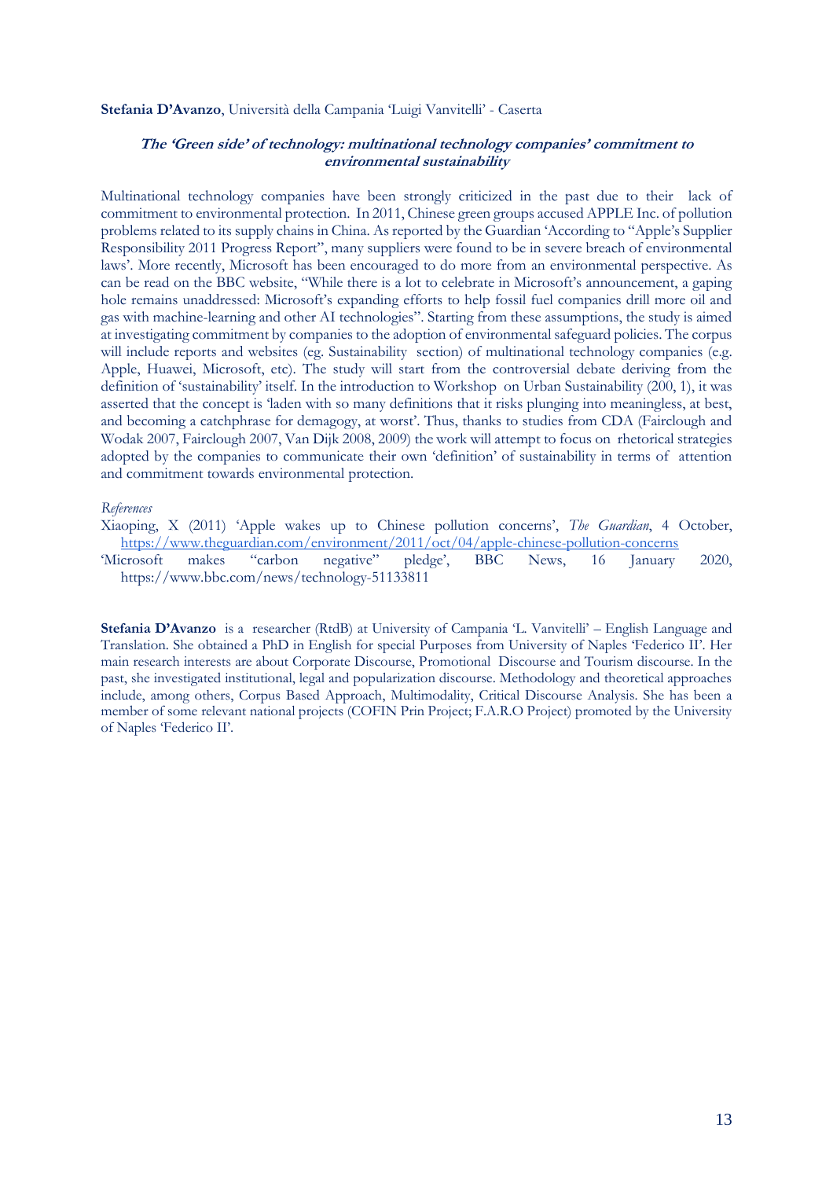**Stefania D'Avanzo**, Università della Campania 'Luigi Vanvitelli' - Caserta

### *The 'Green side' of technology: multinational technology companies' commitment to environmental sustainability*

Multinational technology companies have been strongly criticized in the past due to their lack of commitment to environmental protection. In 2011, Chinese green groups accused APPLE Inc. of pollution problems related to its supply chains in China. As reported by the Guardian 'According to "Apple's Supplier Responsibility 2011 Progress Report", many suppliers were found to be in severe breach of environmental laws'. More recently, Microsoft has been encouraged to do more from an environmental perspective. As can be read on the BBC website, "While there is a lot to celebrate in Microsoft's announcement, a gaping hole remains unaddressed: Microsoft's expanding efforts to help fossil fuel companies drill more oil and gas with machine-learning and other AI technologies". Starting from these assumptions, the study is aimed at investigating commitment by companies to the adoption of environmental safeguard policies. The corpus will include reports and websites (eg. Sustainability section) of multinational technology companies (e.g. Apple, Huawei, Microsoft, etc). The study will start from the controversial debate deriving from the definition of 'sustainability' itself. In the introduction to Workshop on Urban Sustainability (200, 1), it was asserted that the concept is 'laden with so many definitions that it risks plunging into meaningless, at best, and becoming a catchphrase for demagogy, at worst'. Thus, thanks to studies from CDA (Fairclough and Wodak 2007, Fairclough 2007, Van Dijk 2008, 2009) the work will attempt to focus on rhetorical strategies adopted by the companies to communicate their own 'definition' of sustainability in terms of attention and commitment towards environmental protection.

*References*

Xiaoping, X (2011) 'Apple wakes up to Chinese pollution concerns', *The Guardian*, 4 October, https://www.theguardian.com/environment/2011/oct/04/apple-chinese-pollution-concerns

'Microsoft makes "carbon negative" pledge', BBC News, 16 January 2020, https://www.bbc.com/news/technology-51133811

**Stefania D'Avanzo** is a researcher (RtdB) at University of Campania 'L. Vanvitelli' – English Language and Translation. She obtained a PhD in English for special Purposes from University of Naples 'Federico II'. Her main research interests are about Corporate Discourse, Promotional Discourse and Tourism discourse. In the past, she investigated institutional, legal and popularization discourse. Methodology and theoretical approaches include, among others, Corpus Based Approach, Multimodality, Critical Discourse Analysis. She has been a member of some relevant national projects (COFIN Prin Project; F.A.R.O Project) promoted by the University of Naples 'Federico II'.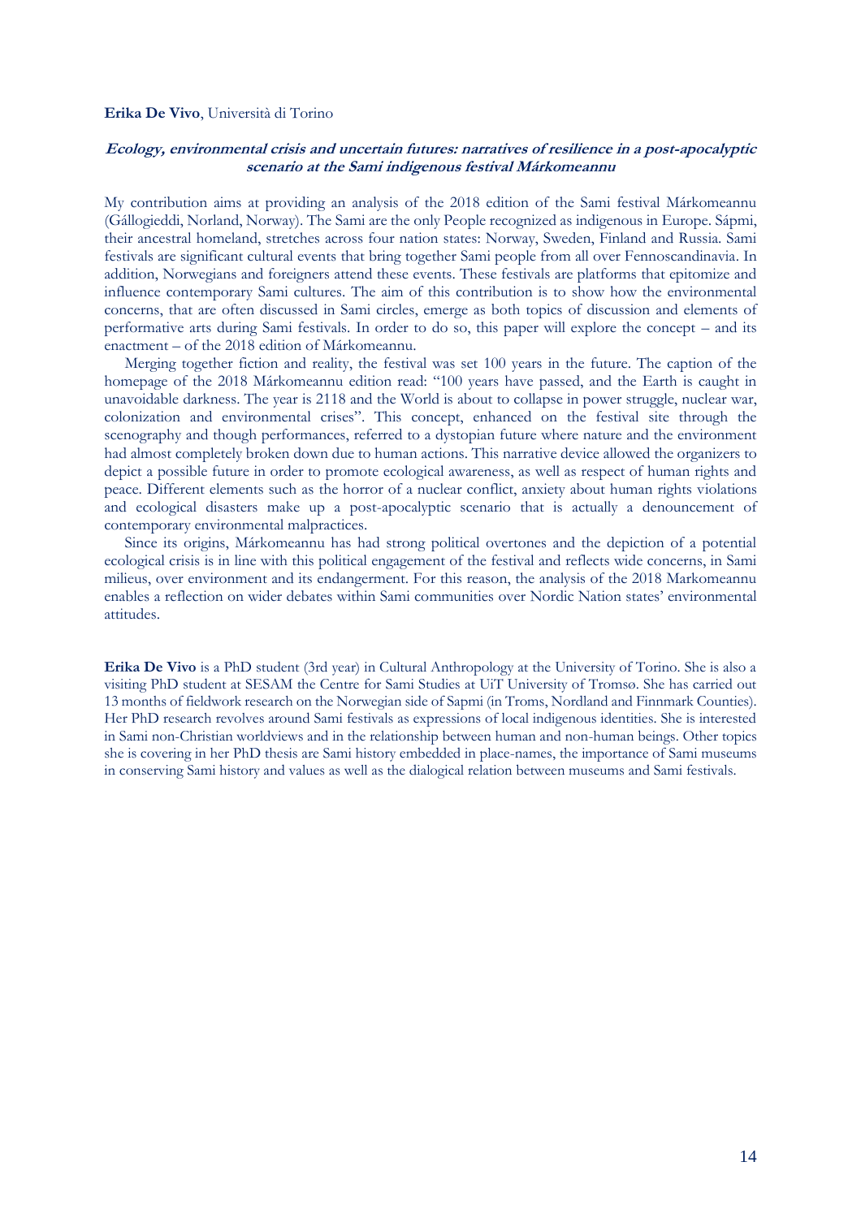**Erika De Vivo**, Università di Torino

***Ecology, environmental crisis and uncertain futures: narratives of resilience in a post-apocalyptic scenario at the Sami indigenous festival Márkomeannu***

My contribution aims at providing an analysis of the 2018 edition of the Sami festival Márkomeannu (Gállogieddi, Norland, Norway). The Sami are the only People recognized as indigenous in Europe. Sápmi, their ancestral homeland, stretches across four nation states: Norway, Sweden, Finland and Russia. Sami festivals are significant cultural events that bring together Sami people from all over Fennoscandinavia. In addition, Norwegians and foreigners attend these events. These festivals are platforms that epitomize and influence contemporary Sami cultures. The aim of this contribution is to show how the environmental concerns, that are often discussed in Sami circles, emerge as both topics of discussion and elements of performative arts during Sami festivals. In order to do so, this paper will explore the concept – and its enactment – of the 2018 edition of Márkomeannu.

Merging together fiction and reality, the festival was set 100 years in the future. The caption of the homepage of the 2018 Márkomeannu edition read: "100 years have passed, and the Earth is caught in unavoidable darkness. The year is 2118 and the World is about to collapse in power struggle, nuclear war, colonization and environmental crises". This concept, enhanced on the festival site through the scenography and though performances, referred to a dystopian future where nature and the environment had almost completely broken down due to human actions. This narrative device allowed the organizers to depict a possible future in order to promote ecological awareness, as well as respect of human rights and peace. Different elements such as the horror of a nuclear conflict, anxiety about human rights violations and ecological disasters make up a post-apocalyptic scenario that is actually a denouncement of contemporary environmental malpractices.

Since its origins, Márkomeannu has had strong political overtones and the depiction of a potential ecological crisis is in line with this political engagement of the festival and reflects wide concerns, in Sami milieus, over environment and its endangerment. For this reason, the analysis of the 2018 Markomeannu enables a reflection on wider debates within Sami communities over Nordic Nation states' environmental attitudes.

**Erika De Vivo** is a PhD student (3rd year) in Cultural Anthropology at the University of Torino. She is also a visiting PhD student at SESAM the Centre for Sami Studies at UiT University of Tromsø. She has carried out 13 months of fieldwork research on the Norwegian side of Sapmi (in Troms, Nordland and Finnmark Counties). Her PhD research revolves around Sami festivals as expressions of local indigenous identities. She is interested in Sami non-Christian worldviews and in the relationship between human and non-human beings. Other topics she is covering in her PhD thesis are Sami history embedded in place-names, the importance of Sami museums in conserving Sami history and values as well as the dialogical relation between museums and Sami festivals.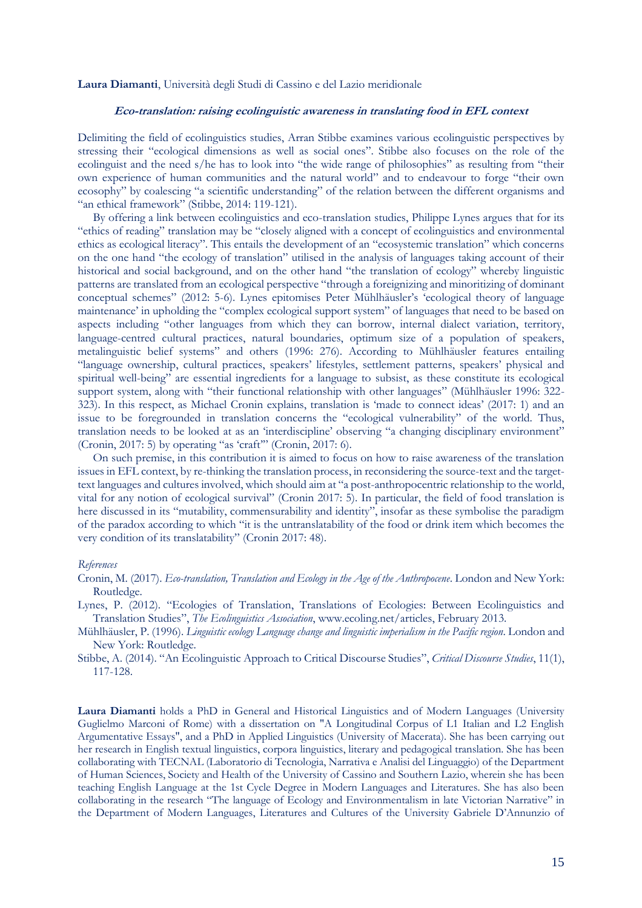**Laura Diamanti**, Università degli Studi di Cassino e del Lazio meridionale

### ***Eco-translation: raising ecolinguistic awareness in translating food in EFL context***

Delimiting the field of ecolinguistics studies, Arran Stibbe examines various ecolinguistic perspectives by stressing their "ecological dimensions as well as social ones". Stibbe also focuses on the role of the ecolinguist and the need s/he has to look into "the wide range of philosophies" as resulting from "their own experience of human communities and the natural world" and to endeavour to forge "their own ecosophy" by coalescing "a scientific understanding" of the relation between the different organisms and "an ethical framework" (Stibbe, 2014: 119-121).

By offering a link between ecolinguistics and eco-translation studies, Philippe Lynes argues that for its "ethics of reading" translation may be "closely aligned with a concept of ecolinguistics and environmental ethics as ecological literacy". This entails the development of an "ecosystemic translation" which concerns on the one hand "the ecology of translation" utilised in the analysis of languages taking account of their historical and social background, and on the other hand "the translation of ecology" whereby linguistic patterns are translated from an ecological perspective "through a foreignizing and minoritizing of dominant conceptual schemes" (2012: 5-6). Lynes epitomises Peter Mühlhäusler's 'ecological theory of language maintenance' in upholding the "complex ecological support system" of languages that need to be based on aspects including "other languages from which they can borrow, internal dialect variation, territory, language-centred cultural practices, natural boundaries, optimum size of a population of speakers, metalinguistic belief systems" and others (1996: 276). According to Mühlhäusler features entailing "language ownership, cultural practices, speakers' lifestyles, settlement patterns, speakers' physical and spiritual well-being" are essential ingredients for a language to subsist, as these constitute its ecological support system, along with "their functional relationship with other languages" (Mühlhäusler 1996: 322-323). In this respect, as Michael Cronin explains, translation is 'made to connect ideas' (2017: 1) and an issue to be foregrounded in translation concerns the "ecological vulnerability" of the world. Thus, translation needs to be looked at as an 'interdiscipline' observing "a changing disciplinary environment" (Cronin, 2017: 5) by operating "as 'craft'" (Cronin, 2017: 6).

On such premise, in this contribution it is aimed to focus on how to raise awareness of the translation issues in EFL context, by re-thinking the translation process, in reconsidering the source-text and the target-text languages and cultures involved, which should aim at "a post-anthropocentric relationship to the world, vital for any notion of ecological survival" (Cronin 2017: 5). In particular, the field of food translation is here discussed in its "mutability, commensurability and identity", insofar as these symbolise the paradigm of the paradox according to which "it is the untranslatability of the food or drink item which becomes the very condition of its translatability" (Cronin 2017: 48).

*References*

Cronin, M. (2017). *Eco-translation, Translation and Ecology in the Age of the Anthropocene*. London and New York: Routledge.

Lynes, P. (2012). "Ecologies of Translation, Translations of Ecologies: Between Ecolinguistics and Translation Studies", *The Ecolinguistics Association*, www.ecoling.net/articles, February 2013.

Mühlhäusler, P. (1996). *Linguistic ecology Language change and linguistic imperialism in the Pacific region*. London and New York: Routledge.

Stibbe, A. (2014). "An Ecolinguistic Approach to Critical Discourse Studies", *Critical Discourse Studies*, 11(1), 117-128.

**Laura Diamanti** holds a PhD in General and Historical Linguistics and of Modern Languages (University Guglielmo Marconi of Rome) with a dissertation on "A Longitudinal Corpus of L1 Italian and L2 English Argumentative Essays", and a PhD in Applied Linguistics (University of Macerata). She has been carrying out her research in English textual linguistics, corpora linguistics, literary and pedagogical translation. She has been collaborating with TECNAL (Laboratorio di Tecnologia, Narrativa e Analisi del Linguaggio) of the Department of Human Sciences, Society and Health of the University of Cassino and Southern Lazio, wherein she has been teaching English Language at the 1st Cycle Degree in Modern Languages and Literatures. She has also been collaborating in the research "The language of Ecology and Environmentalism in late Victorian Narrative" in the Department of Modern Languages, Literatures and Cultures of the University Gabriele D'Annunzio of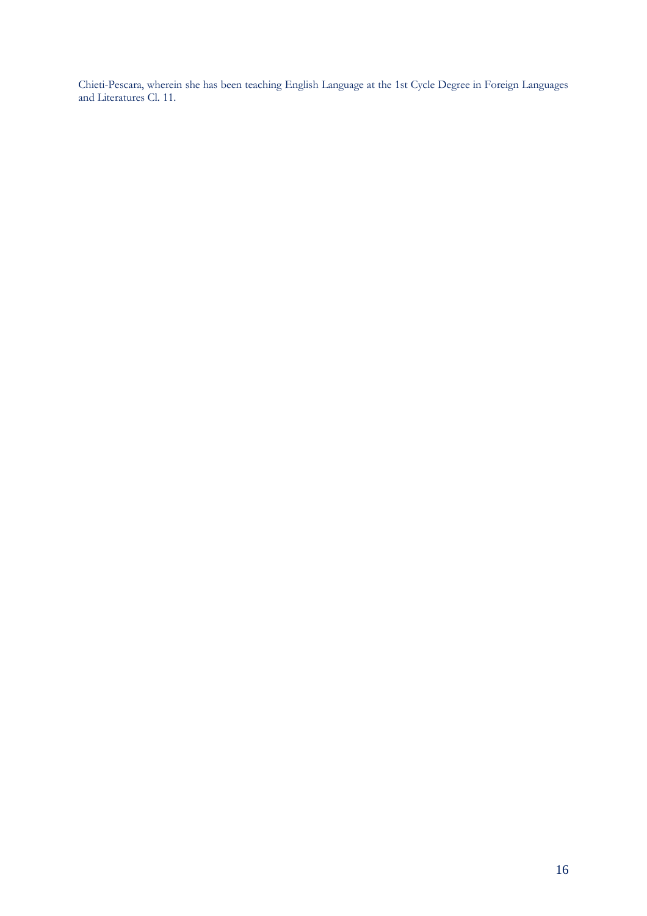Chieti-Pescara, wherein she has been teaching English Language at the 1st Cycle Degree in Foreign Languages and Literatures Cl. 11.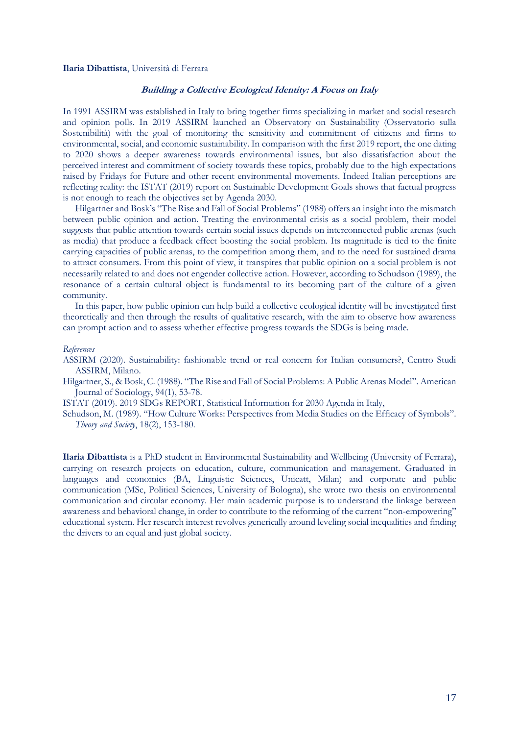**Ilaria Dibattista**, Università di Ferrara

### *Building a Collective Ecological Identity: A Focus on Italy*

In 1991 ASSIRM was established in Italy to bring together firms specializing in market and social research and opinion polls. In 2019 ASSIRM launched an Observatory on Sustainability (Osservatorio sulla Sostenibilità) with the goal of monitoring the sensitivity and commitment of citizens and firms to environmental, social, and economic sustainability. In comparison with the first 2019 report, the one dating to 2020 shows a deeper awareness towards environmental issues, but also dissatisfaction about the perceived interest and commitment of society towards these topics, probably due to the high expectations raised by Fridays for Future and other recent environmental movements. Indeed Italian perceptions are reflecting reality: the ISTAT (2019) report on Sustainable Development Goals shows that factual progress is not enough to reach the objectives set by Agenda 2030.

Hilgartner and Bosk's "The Rise and Fall of Social Problems" (1988) offers an insight into the mismatch between public opinion and action. Treating the environmental crisis as a social problem, their model suggests that public attention towards certain social issues depends on interconnected public arenas (such as media) that produce a feedback effect boosting the social problem. Its magnitude is tied to the finite carrying capacities of public arenas, to the competition among them, and to the need for sustained drama to attract consumers. From this point of view, it transpires that public opinion on a social problem is not necessarily related to and does not engender collective action. However, according to Schudson (1989), the resonance of a certain cultural object is fundamental to its becoming part of the culture of a given community.

In this paper, how public opinion can help build a collective ecological identity will be investigated first theoretically and then through the results of qualitative research, with the aim to observe how awareness can prompt action and to assess whether effective progress towards the SDGs is being made.

*References*

ASSIRM (2020). Sustainability: fashionable trend or real concern for Italian consumers?, Centro Studi ASSIRM, Milano.

Hilgartner, S., & Bosk, C. (1988). "The Rise and Fall of Social Problems: A Public Arenas Model". American Journal of Sociology, 94(1), 53-78.

ISTAT (2019). 2019 SDGs REPORT, Statistical Information for 2030 Agenda in Italy,

Schudson, M. (1989). "How Culture Works: Perspectives from Media Studies on the Efficacy of Symbols". *Theory and Society*, 18(2), 153-180.

**Ilaria Dibattista** is a PhD student in Environmental Sustainability and Wellbeing (University of Ferrara), carrying on research projects on education, culture, communication and management. Graduated in languages and economics (BA, Linguistic Sciences, Unicatt, Milan) and corporate and public communication (MSc, Political Sciences, University of Bologna), she wrote two thesis on environmental communication and circular economy. Her main academic purpose is to understand the linkage between awareness and behavioral change, in order to contribute to the reforming of the current "non-empowering" educational system. Her research interest revolves generically around leveling social inequalities and finding the drivers to an equal and just global society.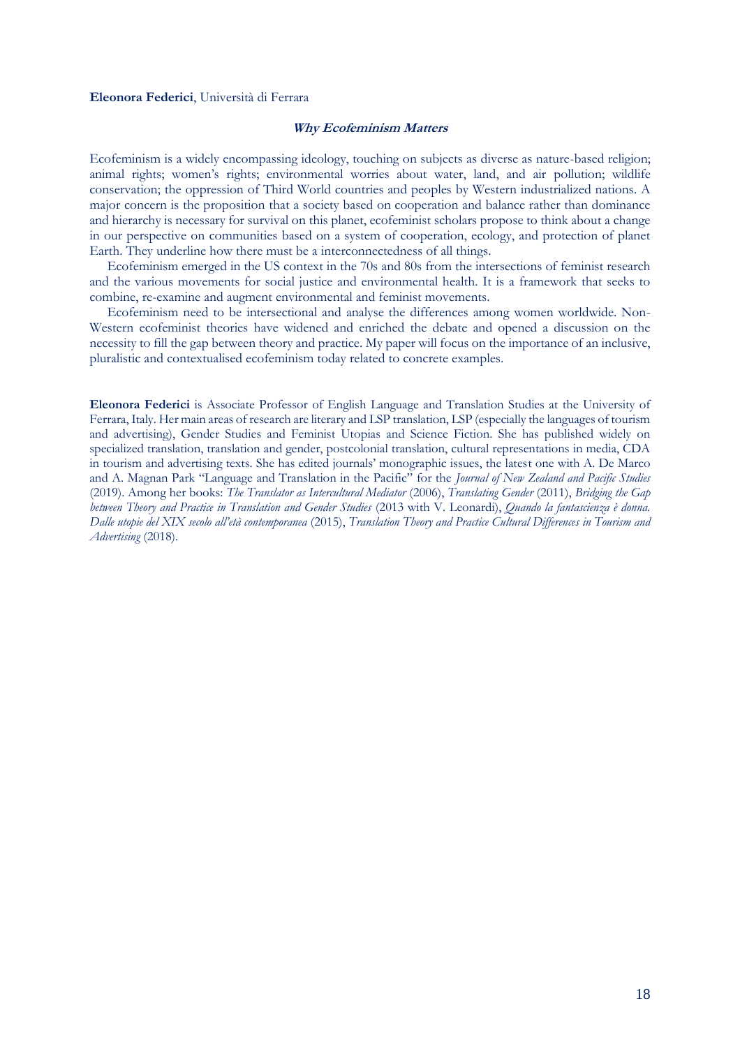**Eleonora Federici**, Università di Ferrara

### ***Why Ecofeminism Matters***

Ecofeminism is a widely encompassing ideology, touching on subjects as diverse as nature-based religion; animal rights; women's rights; environmental worries about water, land, and air pollution; wildlife conservation; the oppression of Third World countries and peoples by Western industrialized nations. A major concern is the proposition that a society based on cooperation and balance rather than dominance and hierarchy is necessary for survival on this planet, ecofeminist scholars propose to think about a change in our perspective on communities based on a system of cooperation, ecology, and protection of planet Earth. They underline how there must be a interconnectedness of all things.

Ecofeminism emerged in the US context in the 70s and 80s from the intersections of feminist research and the various movements for social justice and environmental health. It is a framework that seeks to combine, re-examine and augment environmental and feminist movements.

Ecofeminism need to be intersectional and analyse the differences among women worldwide. Non-Western ecofeminist theories have widened and enriched the debate and opened a discussion on the necessity to fill the gap between theory and practice. My paper will focus on the importance of an inclusive, pluralistic and contextualised ecofeminism today related to concrete examples.

**Eleonora Federici** is Associate Professor of English Language and Translation Studies at the University of Ferrara, Italy. Her main areas of research are literary and LSP translation, LSP (especially the languages of tourism and advertising), Gender Studies and Feminist Utopias and Science Fiction. She has published widely on specialized translation, translation and gender, postcolonial translation, cultural representations in media, CDA in tourism and advertising texts. She has edited journals' monographic issues, the latest one with A. De Marco and A. Magnan Park "Language and Translation in the Pacific" for the *Journal of New Zealand and Pacific Studies* (2019). Among her books: *The Translator as Intercultural Mediator* (2006), *Translating Gender* (2011), *Bridging the Gap between Theory and Practice in Translation and Gender Studies* (2013 with V. Leonardi), *Quando la fantascienza è donna. Dalle utopie del XIX secolo all'età contemporanea* (2015), *Translation Theory and Practice Cultural Differences in Tourism and Advertising* (2018).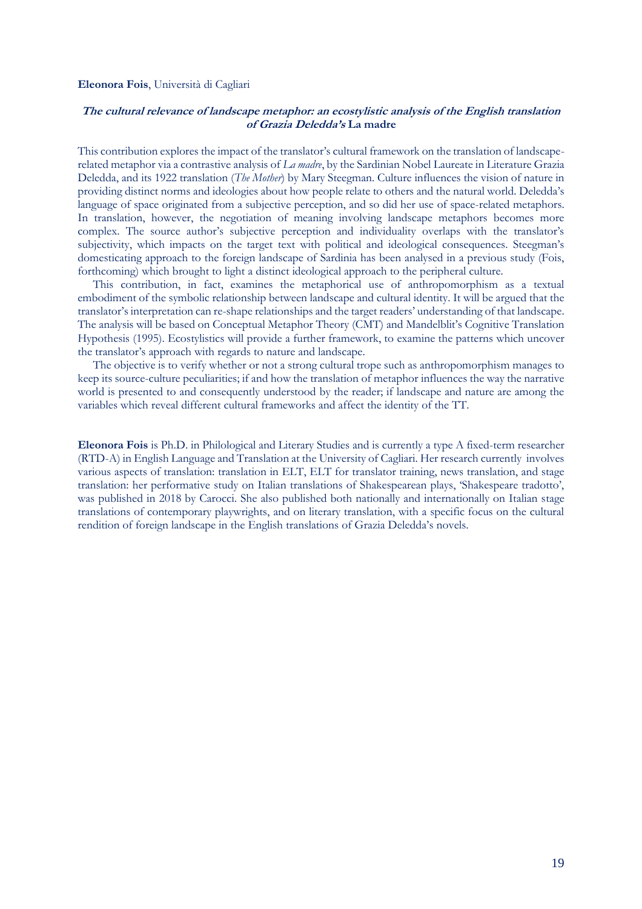**Eleonora Fois**, Università di Cagliari

### *The cultural relevance of landscape metaphor: an ecostylistic analysis of the English translation of Grazia Deledda's* La madre

This contribution explores the impact of the translator's cultural framework on the translation of landscape-related metaphor via a contrastive analysis of *La madre*, by the Sardinian Nobel Laureate in Literature Grazia Deledda, and its 1922 translation (*The Mother*) by Mary Steegman. Culture influences the vision of nature in providing distinct norms and ideologies about how people relate to others and the natural world. Deledda's language of space originated from a subjective perception, and so did her use of space-related metaphors. In translation, however, the negotiation of meaning involving landscape metaphors becomes more complex. The source author's subjective perception and individuality overlaps with the translator's subjectivity, which impacts on the target text with political and ideological consequences. Steegman's domesticating approach to the foreign landscape of Sardinia has been analysed in a previous study (Fois, forthcoming) which brought to light a distinct ideological approach to the peripheral culture.

This contribution, in fact, examines the metaphorical use of anthropomorphism as a textual embodiment of the symbolic relationship between landscape and cultural identity. It will be argued that the translator's interpretation can re-shape relationships and the target readers' understanding of that landscape. The analysis will be based on Conceptual Metaphor Theory (CMT) and Mandelblit's Cognitive Translation Hypothesis (1995). Ecostylistics will provide a further framework, to examine the patterns which uncover the translator's approach with regards to nature and landscape.

The objective is to verify whether or not a strong cultural trope such as anthropomorphism manages to keep its source-culture peculiarities; if and how the translation of metaphor influences the way the narrative world is presented to and consequently understood by the reader; if landscape and nature are among the variables which reveal different cultural frameworks and affect the identity of the TT.

**Eleonora Fois** is Ph.D. in Philological and Literary Studies and is currently a type A fixed-term researcher (RTD-A) in English Language and Translation at the University of Cagliari. Her research currently involves various aspects of translation: translation in ELT, ELT for translator training, news translation, and stage translation: her performative study on Italian translations of Shakespearean plays, 'Shakespeare tradotto', was published in 2018 by Carocci. She also published both nationally and internationally on Italian stage translations of contemporary playwrights, and on literary translation, with a specific focus on the cultural rendition of foreign landscape in the English translations of Grazia Deledda's novels.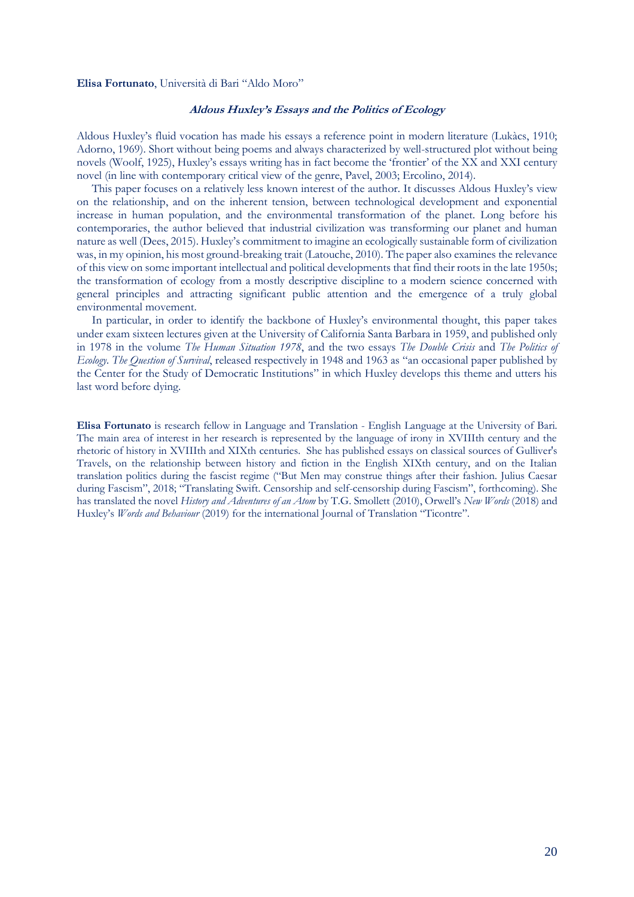**Elisa Fortunato**, Università di Bari "Aldo Moro"

### *Aldous Huxley's Essays and the Politics of Ecology*

Aldous Huxley's fluid vocation has made his essays a reference point in modern literature (Lukàcs, 1910; Adorno, 1969). Short without being poems and always characterized by well-structured plot without being novels (Woolf, 1925), Huxley's essays writing has in fact become the 'frontier' of the XX and XXI century novel (in line with contemporary critical view of the genre, Pavel, 2003; Ercolino, 2014).

This paper focuses on a relatively less known interest of the author. It discusses Aldous Huxley's view on the relationship, and on the inherent tension, between technological development and exponential increase in human population, and the environmental transformation of the planet. Long before his contemporaries, the author believed that industrial civilization was transforming our planet and human nature as well (Dees, 2015). Huxley's commitment to imagine an ecologically sustainable form of civilization was, in my opinion, his most ground-breaking trait (Latouche, 2010). The paper also examines the relevance of this view on some important intellectual and political developments that find their roots in the late 1950s; the transformation of ecology from a mostly descriptive discipline to a modern science concerned with general principles and attracting significant public attention and the emergence of a truly global environmental movement.

In particular, in order to identify the backbone of Huxley's environmental thought, this paper takes under exam sixteen lectures given at the University of California Santa Barbara in 1959, and published only in 1978 in the volume *The Human Situation 1978*, and the two essays *The Double Crisis* and *The Politics of Ecology. The Question of Survival*, released respectively in 1948 and 1963 as "an occasional paper published by the Center for the Study of Democratic Institutions" in which Huxley develops this theme and utters his last word before dying.

**Elisa Fortunato** is research fellow in Language and Translation - English Language at the University of Bari. The main area of interest in her research is represented by the language of irony in XVIIIth century and the rhetoric of history in XVIIIth and XIXth centuries. She has published essays on classical sources of Gulliver's Travels, on the relationship between history and fiction in the English XIXth century, and on the Italian translation politics during the fascist regime ("But Men may construe things after their fashion. Julius Caesar during Fascism", 2018; "Translating Swift. Censorship and self-censorship during Fascism", forthcoming). She has translated the novel *History and Adventures of an Atom* by T.G. Smollett (2010), Orwell's *New Words* (2018) and Huxley's *Words and Behaviour* (2019) for the international Journal of Translation "Ticontre".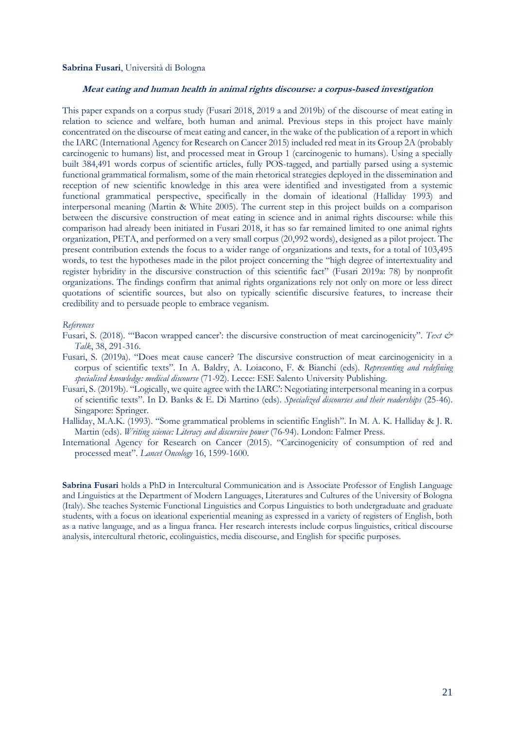**Sabrina Fusari**, Università di Bologna

### *Meat eating and human health in animal rights discourse: a corpus-based investigation*

This paper expands on a corpus study (Fusari 2018, 2019 a and 2019b) of the discourse of meat eating in relation to science and welfare, both human and animal. Previous steps in this project have mainly concentrated on the discourse of meat eating and cancer, in the wake of the publication of a report in which the IARC (International Agency for Research on Cancer 2015) included red meat in its Group 2A (probably carcinogenic to humans) list, and processed meat in Group 1 (carcinogenic to humans). Using a specially built 384,491 words corpus of scientific articles, fully POS-tagged, and partially parsed using a systemic functional grammatical formalism, some of the main rhetorical strategies deployed in the dissemination and reception of new scientific knowledge in this area were identified and investigated from a systemic functional grammatical perspective, specifically in the domain of ideational (Halliday 1993) and interpersonal meaning (Martin & White 2005). The current step in this project builds on a comparison between the discursive construction of meat eating in science and in animal rights discourse: while this comparison had already been initiated in Fusari 2018, it has so far remained limited to one animal rights organization, PETA, and performed on a very small corpus (20,992 words), designed as a pilot project. The present contribution extends the focus to a wider range of organizations and texts, for a total of 103,495 words, to test the hypotheses made in the pilot project concerning the "high degree of intertextuality and register hybridity in the discursive construction of this scientific fact" (Fusari 2019a: 78) by nonprofit organizations. The findings confirm that animal rights organizations rely not only on more or less direct quotations of scientific sources, but also on typically scientific discursive features, to increase their credibility and to persuade people to embrace veganism.

*References*

Fusari, S. (2018). "'Bacon wrapped cancer': the discursive construction of meat carcinogenicity". *Text & Talk*, 38, 291-316.

Fusari, S. (2019a). "Does meat cause cancer? The discursive construction of meat carcinogenicity in a corpus of scientific texts". In A. Baldry, A. Loiacono, F. & Bianchi (eds). *Representing and redefining specialised knowledge: medical discourse* (71-92). Lecce: ESE Salento University Publishing.

Fusari, S. (2019b). "Logically, we quite agree with the IARC': Negotiating interpersonal meaning in a corpus of scientific texts". In D. Banks & E. Di Martino (eds). *Specialized discourses and their readerships* (25-46). Singapore: Springer.

Halliday, M.A.K. (1993). "Some grammatical problems in scientific English". In M. A. K. Halliday & J. R. Martin (eds). *Writing science: Literacy and discursive power* (76-94). London: Falmer Press.

International Agency for Research on Cancer (2015). "Carcinogenicity of consumption of red and processed meat". *Lancet Oncology* 16, 1599-1600.

**Sabrina Fusari** holds a PhD in Intercultural Communication and is Associate Professor of English Language and Linguistics at the Department of Modern Languages, Literatures and Cultures of the University of Bologna (Italy). She teaches Systemic Functional Linguistics and Corpus Linguistics to both undergraduate and graduate students, with a focus on ideational experiential meaning as expressed in a variety of registers of English, both as a native language, and as a lingua franca. Her research interests include corpus linguistics, critical discourse analysis, intercultural rhetoric, ecolinguistics, media discourse, and English for specific purposes.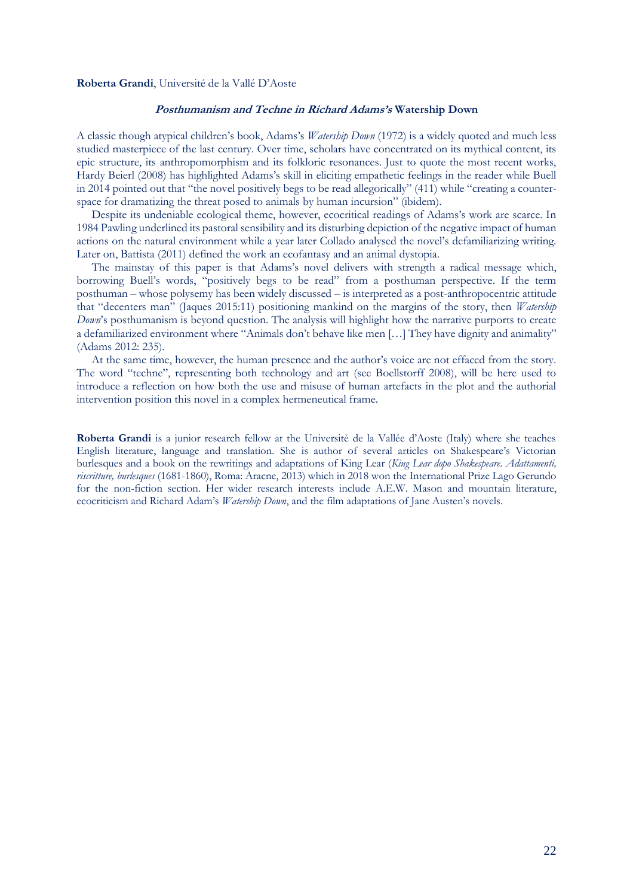**Roberta Grandi**, Université de la Vallé D'Aoste

### *Posthumanism and Techne in Richard Adams's* Watership Down

A classic though atypical children's book, Adams's *Watership Down* (1972) is a widely quoted and much less studied masterpiece of the last century. Over time, scholars have concentrated on its mythical content, its epic structure, its anthropomorphism and its folkloric resonances. Just to quote the most recent works, Hardy Beierl (2008) has highlighted Adams's skill in eliciting empathetic feelings in the reader while Buell in 2014 pointed out that "the novel positively begs to be read allegorically" (411) while "creating a counter-space for dramatizing the threat posed to animals by human incursion" (ibidem).

Despite its undeniable ecological theme, however, ecocritical readings of Adams's work are scarce. In 1984 Pawling underlined its pastoral sensibility and its disturbing depiction of the negative impact of human actions on the natural environment while a year later Collado analysed the novel's defamiliarizing writing. Later on, Battista (2011) defined the work an ecofantasy and an animal dystopia.

The mainstay of this paper is that Adams's novel delivers with strength a radical message which, borrowing Buell's words, "positively begs to be read" from a posthuman perspective. If the term posthuman – whose polysemy has been widely discussed – is interpreted as a post-anthropocentric attitude that "decenters man" (Jaques 2015:11) positioning mankind on the margins of the story, then *Watership Down*'s posthumanism is beyond question. The analysis will highlight how the narrative purports to create a defamiliarized environment where "Animals don't behave like men […] They have dignity and animality" (Adams 2012: 235).

At the same time, however, the human presence and the author's voice are not effaced from the story. The word "techne", representing both technology and art (see Boellstorff 2008), will be here used to introduce a reflection on how both the use and misuse of human artefacts in the plot and the authorial intervention position this novel in a complex hermeneutical frame.

**Roberta Grandi** is a junior research fellow at the Universitè de la Vallée d'Aoste (Italy) where she teaches English literature, language and translation. She is author of several articles on Shakespeare's Victorian burlesques and a book on the rewritings and adaptations of King Lear (*King Lear dopo Shakespeare. Adattamenti, riscritture, burlesques* (1681-1860), Roma: Aracne, 2013) which in 2018 won the International Prize Lago Gerundo for the non-fiction section. Her wider research interests include A.E.W. Mason and mountain literature, ecocriticism and Richard Adam's *Watership Down*, and the film adaptations of Jane Austen's novels.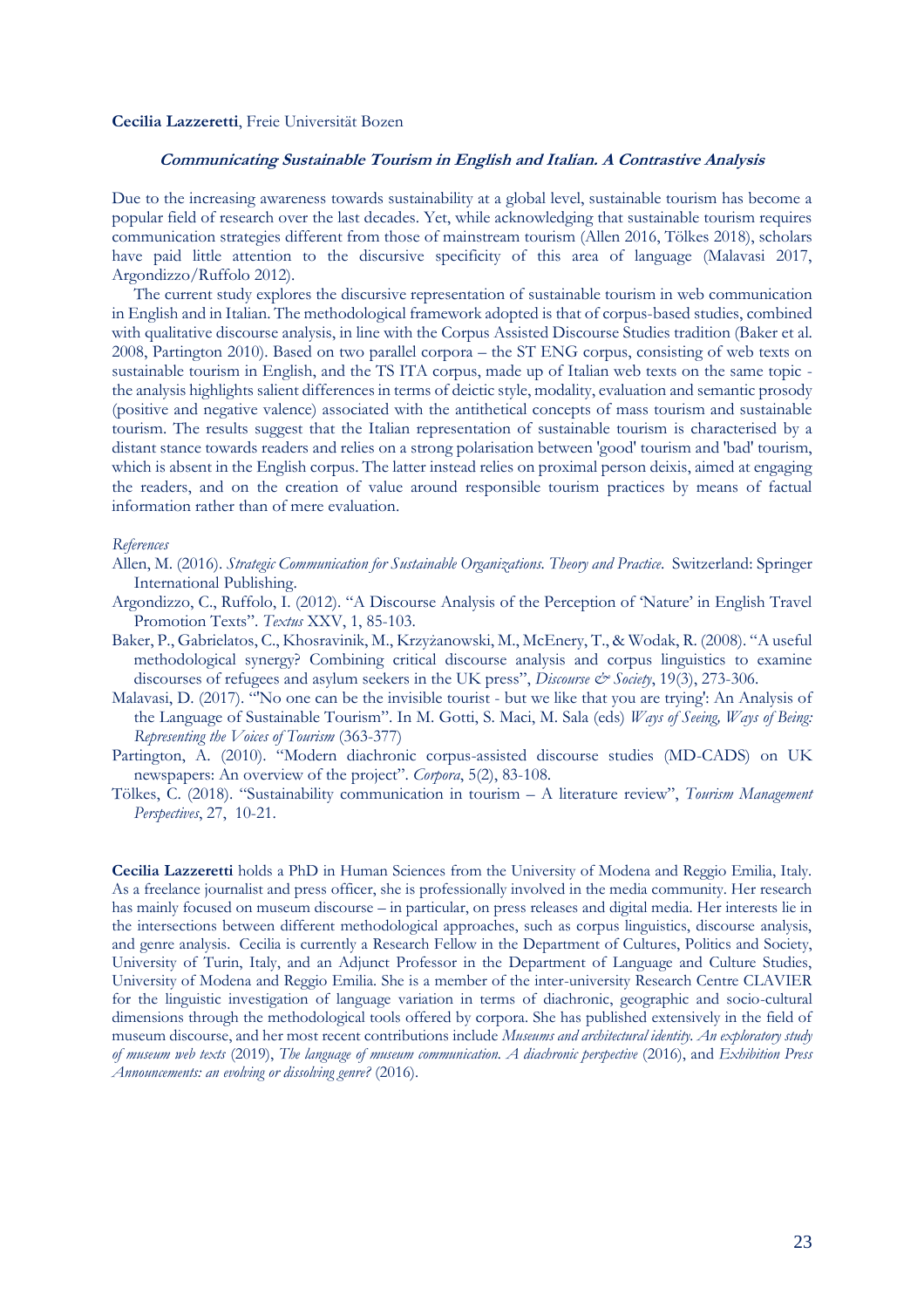**Cecilia Lazzeretti**, Freie Universität Bozen

### *Communicating Sustainable Tourism in English and Italian. A Contrastive Analysis*

Due to the increasing awareness towards sustainability at a global level, sustainable tourism has become a popular field of research over the last decades. Yet, while acknowledging that sustainable tourism requires communication strategies different from those of mainstream tourism (Allen 2016, Tölkes 2018), scholars have paid little attention to the discursive specificity of this area of language (Malavasi 2017, Argondizzo/Ruffolo 2012).

The current study explores the discursive representation of sustainable tourism in web communication in English and in Italian. The methodological framework adopted is that of corpus-based studies, combined with qualitative discourse analysis, in line with the Corpus Assisted Discourse Studies tradition (Baker et al. 2008, Partington 2010). Based on two parallel corpora – the ST ENG corpus, consisting of web texts on sustainable tourism in English, and the TS ITA corpus, made up of Italian web texts on the same topic - the analysis highlights salient differences in terms of deictic style, modality, evaluation and semantic prosody (positive and negative valence) associated with the antithetical concepts of mass tourism and sustainable tourism. The results suggest that the Italian representation of sustainable tourism is characterised by a distant stance towards readers and relies on a strong polarisation between 'good' tourism and 'bad' tourism, which is absent in the English corpus. The latter instead relies on proximal person deixis, aimed at engaging the readers, and on the creation of value around responsible tourism practices by means of factual information rather than of mere evaluation.

*References*

Allen, M. (2016). *Strategic Communication for Sustainable Organizations. Theory and Practice.* Switzerland: Springer International Publishing.

Argondizzo, C., Ruffolo, I. (2012). "A Discourse Analysis of the Perception of 'Nature' in English Travel Promotion Texts". *Textus* XXV, 1, 85-103.

Baker, P., Gabrielatos, C., Khosravinik, M., Krzyżanowski, M., McEnery, T., & Wodak, R. (2008). "A useful methodological synergy? Combining critical discourse analysis and corpus linguistics to examine discourses of refugees and asylum seekers in the UK press", *Discourse & Society*, 19(3), 273-306.

Malavasi, D. (2017). "'No one can be the invisible tourist - but we like that you are trying': An Analysis of the Language of Sustainable Tourism". In M. Gotti, S. Maci, M. Sala (eds) *Ways of Seeing, Ways of Being: Representing the Voices of Tourism* (363-377)

Partington, A. (2010). "Modern diachronic corpus-assisted discourse studies (MD-CADS) on UK newspapers: An overview of the project". *Corpora*, 5(2), 83-108.

Tölkes, C. (2018). "Sustainability communication in tourism – A literature review", *Tourism Management Perspectives*, 27, 10-21.

**Cecilia Lazzeretti** holds a PhD in Human Sciences from the University of Modena and Reggio Emilia, Italy. As a freelance journalist and press officer, she is professionally involved in the media community. Her research has mainly focused on museum discourse – in particular, on press releases and digital media. Her interests lie in the intersections between different methodological approaches, such as corpus linguistics, discourse analysis, and genre analysis. Cecilia is currently a Research Fellow in the Department of Cultures, Politics and Society, University of Turin, Italy, and an Adjunct Professor in the Department of Language and Culture Studies, University of Modena and Reggio Emilia. She is a member of the inter-university Research Centre CLAVIER for the linguistic investigation of language variation in terms of diachronic, geographic and socio-cultural dimensions through the methodological tools offered by corpora. She has published extensively in the field of museum discourse, and her most recent contributions include *Museums and architectural identity. An exploratory study of museum web texts* (2019), *The language of museum communication. A diachronic perspective* (2016), and *Exhibition Press Announcements: an evolving or dissolving genre?* (2016).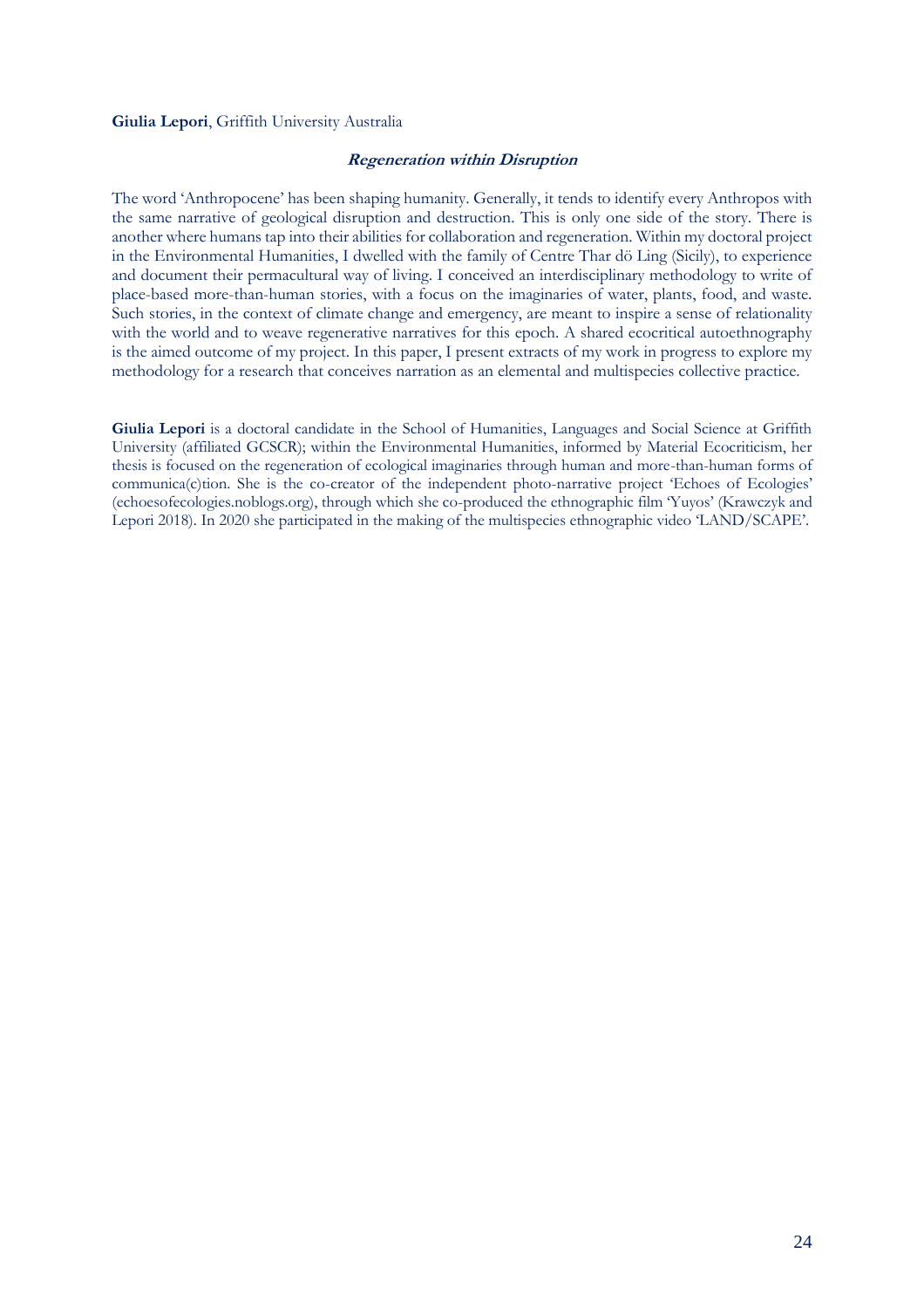**Giulia Lepori**, Griffith University Australia

### ***Regeneration within Disruption***

The word 'Anthropocene' has been shaping humanity. Generally, it tends to identify every Anthropos with the same narrative of geological disruption and destruction. This is only one side of the story. There is another where humans tap into their abilities for collaboration and regeneration. Within my doctoral project in the Environmental Humanities, I dwelled with the family of Centre Thar dö Ling (Sicily), to experience and document their permacultural way of living. I conceived an interdisciplinary methodology to write of place-based more-than-human stories, with a focus on the imaginaries of water, plants, food, and waste. Such stories, in the context of climate change and emergency, are meant to inspire a sense of relationality with the world and to weave regenerative narratives for this epoch. A shared ecocritical autoethnography is the aimed outcome of my project. In this paper, I present extracts of my work in progress to explore my methodology for a research that conceives narration as an elemental and multispecies collective practice.

**Giulia Lepori** is a doctoral candidate in the School of Humanities, Languages and Social Science at Griffith University (affiliated GCSCR); within the Environmental Humanities, informed by Material Ecocriticism, her thesis is focused on the regeneration of ecological imaginaries through human and more-than-human forms of communica(c)tion. She is the co-creator of the independent photo-narrative project 'Echoes of Ecologies' (echoesofecologies.noblogs.org), through which she co-produced the ethnographic film 'Yuyos' (Krawczyk and Lepori 2018). In 2020 she participated in the making of the multispecies ethnographic video 'LAND/SCAPE'.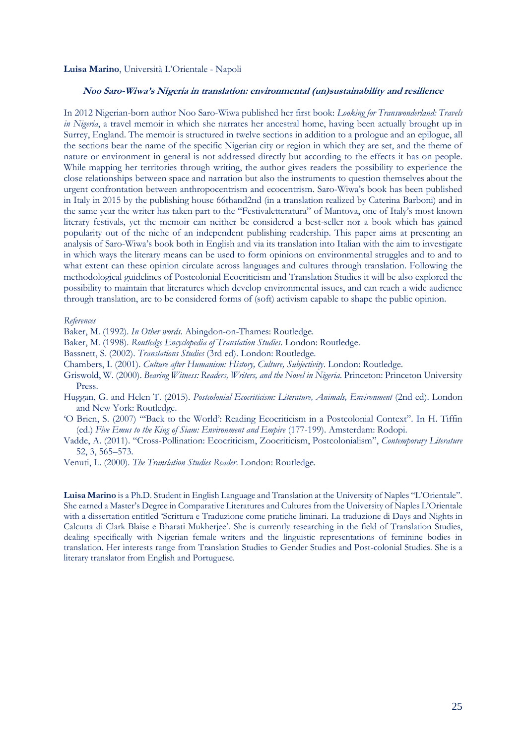**Luisa Marino**, Università L'Orientale - Napoli

### ***Noo Saro-Wiwa's Nigeria in translation: environmental (un)sustainability and resilience***

In 2012 Nigerian-born author Noo Saro-Wiwa published her first book: *Looking for Transwonderland: Travels in Nigeria*, a travel memoir in which she narrates her ancestral home, having been actually brought up in Surrey, England. The memoir is structured in twelve sections in addition to a prologue and an epilogue, all the sections bear the name of the specific Nigerian city or region in which they are set, and the theme of nature or environment in general is not addressed directly but according to the effects it has on people. While mapping her territories through writing, the author gives readers the possibility to experience the close relationships between space and narration but also the instruments to question themselves about the urgent confrontation between anthropocentrism and ecocentrism. Saro-Wiwa's book has been published in Italy in 2015 by the publishing house 66thand2nd (in a translation realized by Caterina Barboni) and in the same year the writer has taken part to the "Festivaletteratura" of Mantova, one of Italy's most known literary festivals, yet the memoir can neither be considered a best-seller nor a book which has gained popularity out of the niche of an independent publishing readership. This paper aims at presenting an analysis of Saro-Wiwa's book both in English and via its translation into Italian with the aim to investigate in which ways the literary means can be used to form opinions on environmental struggles and to and to what extent can these opinion circulate across languages and cultures through translation. Following the methodological guidelines of Postcolonial Ecocriticism and Translation Studies it will be also explored the possibility to maintain that literatures which develop environmental issues, and can reach a wide audience through translation, are to be considered forms of (soft) activism capable to shape the public opinion.

*References*

Baker, M. (1992). *In Other words*. Abingdon-on-Thames: Routledge.

Baker, M. (1998). *Routledge Encyclopedia of Translation Studies*. London: Routledge.

Bassnett, S. (2002). *Translations Studies* (3rd ed). London: Routledge.

Chambers, I. (2001). *Culture after Humanism: History, Culture, Subjectivity*. London: Routledge.

Griswold, W. (2000). *Bearing Witness: Readers, Writers, and the Novel in Nigeria*. Princeton: Princeton University Press.

Huggan, G. and Helen T. (2015). *Postcolonial Ecocriticism: Literature, Animals, Environment* (2nd ed). London and New York: Routledge.

'O Brien, S. (2007) "'Back to the World': Reading Ecocriticism in a Postcolonial Context". In H. Tiffin (ed.) *Five Emus to the King of Siam: Environment and Empire* (177-199). Amsterdam: Rodopi.

Vadde, A. (2011). "Cross-Pollination: Ecocriticism, Zoocriticism, Postcolonialism", *Contemporary Literature* 52, 3, 565–573.

Venuti, L. (2000). *The Translation Studies Reader*. London: Routledge.

**Luisa Marino** is a Ph.D. Student in English Language and Translation at the University of Naples "L'Orientale". She earned a Master's Degree in Comparative Literatures and Cultures from the University of Naples L'Orientale with a dissertation entitled 'Scrittura e Traduzione come pratiche liminari. La traduzione di Days and Nights in Calcutta di Clark Blaise e Bharati Mukherjee'. She is currently researching in the field of Translation Studies, dealing specifically with Nigerian female writers and the linguistic representations of feminine bodies in translation. Her interests range from Translation Studies to Gender Studies and Post-colonial Studies. She is a literary translator from English and Portuguese.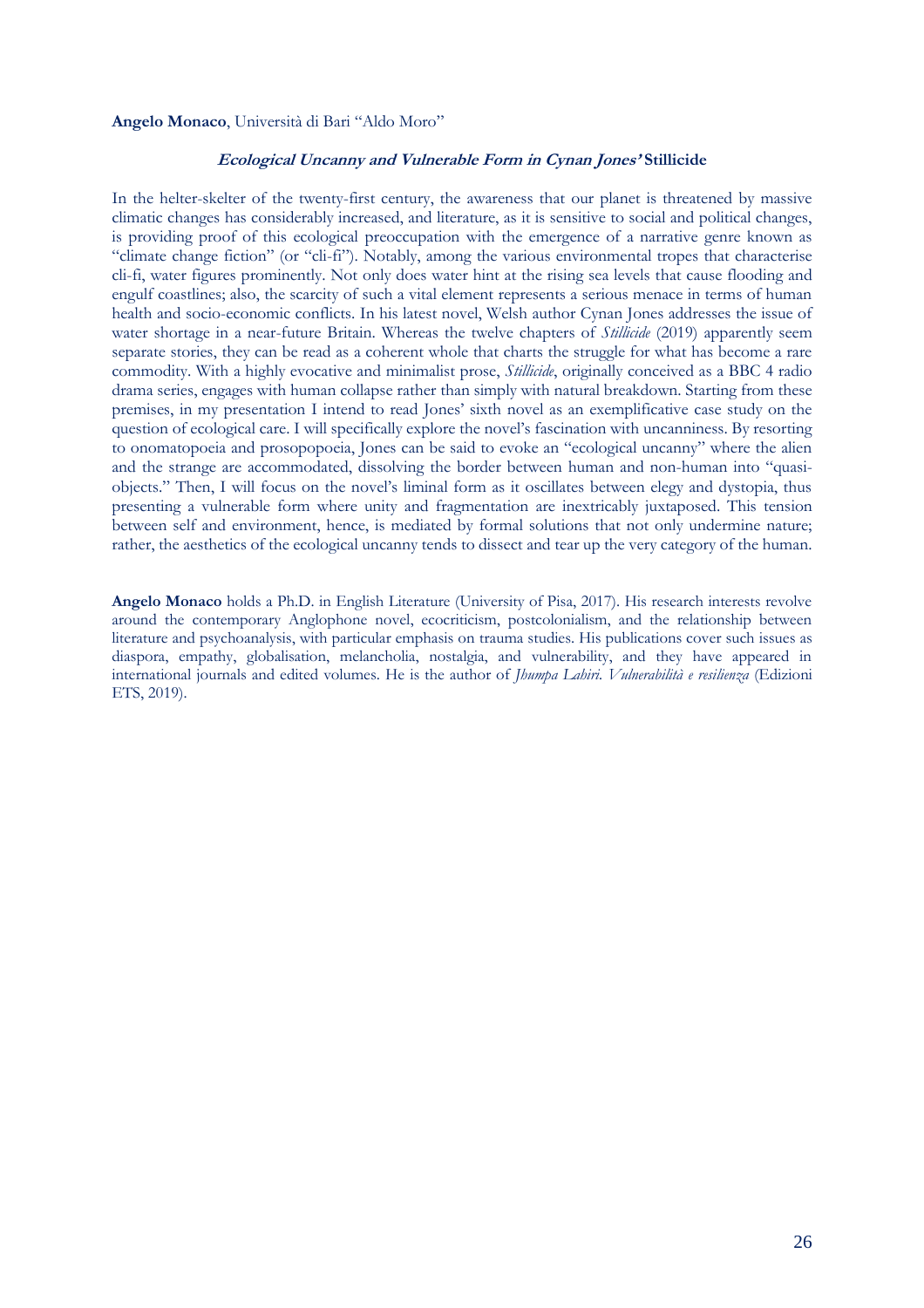**Angelo Monaco**, Università di Bari "Aldo Moro"

### *Ecological Uncanny and Vulnerable Form in Cynan Jones'* **Stillicide**

In the helter-skelter of the twenty-first century, the awareness that our planet is threatened by massive climatic changes has considerably increased, and literature, as it is sensitive to social and political changes, is providing proof of this ecological preoccupation with the emergence of a narrative genre known as "climate change fiction" (or "cli-fi"). Notably, among the various environmental tropes that characterise cli-fi, water figures prominently. Not only does water hint at the rising sea levels that cause flooding and engulf coastlines; also, the scarcity of such a vital element represents a serious menace in terms of human health and socio-economic conflicts. In his latest novel, Welsh author Cynan Jones addresses the issue of water shortage in a near-future Britain. Whereas the twelve chapters of *Stillicide* (2019) apparently seem separate stories, they can be read as a coherent whole that charts the struggle for what has become a rare commodity. With a highly evocative and minimalist prose, *Stillicide*, originally conceived as a BBC 4 radio drama series, engages with human collapse rather than simply with natural breakdown. Starting from these premises, in my presentation I intend to read Jones' sixth novel as an exemplificative case study on the question of ecological care. I will specifically explore the novel's fascination with uncanniness. By resorting to onomatopoeia and prosopopoeia, Jones can be said to evoke an "ecological uncanny" where the alien and the strange are accommodated, dissolving the border between human and non-human into "quasi-objects." Then, I will focus on the novel's liminal form as it oscillates between elegy and dystopia, thus presenting a vulnerable form where unity and fragmentation are inextricably juxtaposed. This tension between self and environment, hence, is mediated by formal solutions that not only undermine nature; rather, the aesthetics of the ecological uncanny tends to dissect and tear up the very category of the human.

**Angelo Monaco** holds a Ph.D. in English Literature (University of Pisa, 2017). His research interests revolve around the contemporary Anglophone novel, ecocriticism, postcolonialism, and the relationship between literature and psychoanalysis, with particular emphasis on trauma studies. His publications cover such issues as diaspora, empathy, globalisation, melancholia, nostalgia, and vulnerability, and they have appeared in international journals and edited volumes. He is the author of *Jhumpa Lahiri. Vulnerabilità e resilienza* (Edizioni ETS, 2019).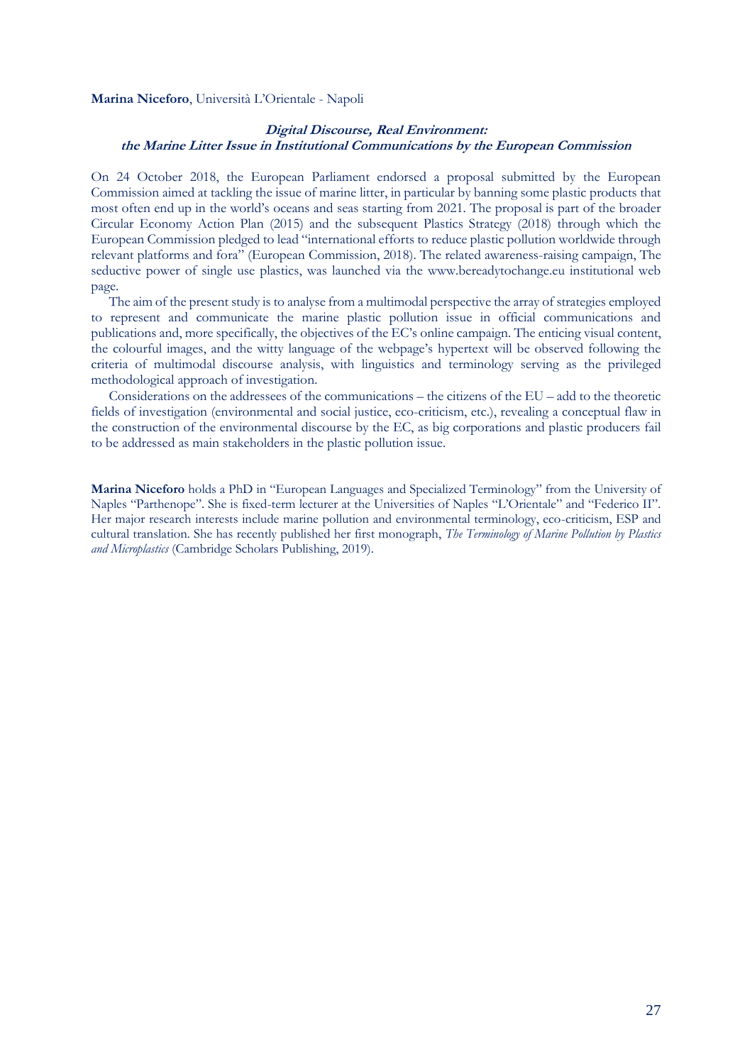**Marina Niceforo**, Università L'Orientale - Napoli

### *Digital Discourse, Real Environment: the Marine Litter Issue in Institutional Communications by the European Commission*

On 24 October 2018, the European Parliament endorsed a proposal submitted by the European Commission aimed at tackling the issue of marine litter, in particular by banning some plastic products that most often end up in the world's oceans and seas starting from 2021. The proposal is part of the broader Circular Economy Action Plan (2015) and the subsequent Plastics Strategy (2018) through which the European Commission pledged to lead "international efforts to reduce plastic pollution worldwide through relevant platforms and fora" (European Commission, 2018). The related awareness-raising campaign, The seductive power of single use plastics, was launched via the www.bereadytochange.eu institutional web page.

The aim of the present study is to analyse from a multimodal perspective the array of strategies employed to represent and communicate the marine plastic pollution issue in official communications and publications and, more specifically, the objectives of the EC's online campaign. The enticing visual content, the colourful images, and the witty language of the webpage's hypertext will be observed following the criteria of multimodal discourse analysis, with linguistics and terminology serving as the privileged methodological approach of investigation.

Considerations on the addressees of the communications – the citizens of the EU – add to the theoretic fields of investigation (environmental and social justice, eco-criticism, etc.), revealing a conceptual flaw in the construction of the environmental discourse by the EC, as big corporations and plastic producers fail to be addressed as main stakeholders in the plastic pollution issue.

**Marina Niceforo** holds a PhD in "European Languages and Specialized Terminology" from the University of Naples "Parthenope". She is fixed-term lecturer at the Universities of Naples "L'Orientale" and "Federico II". Her major research interests include marine pollution and environmental terminology, eco-criticism, ESP and cultural translation. She has recently published her first monograph, *The Terminology of Marine Pollution by Plastics and Microplastics* (Cambridge Scholars Publishing, 2019).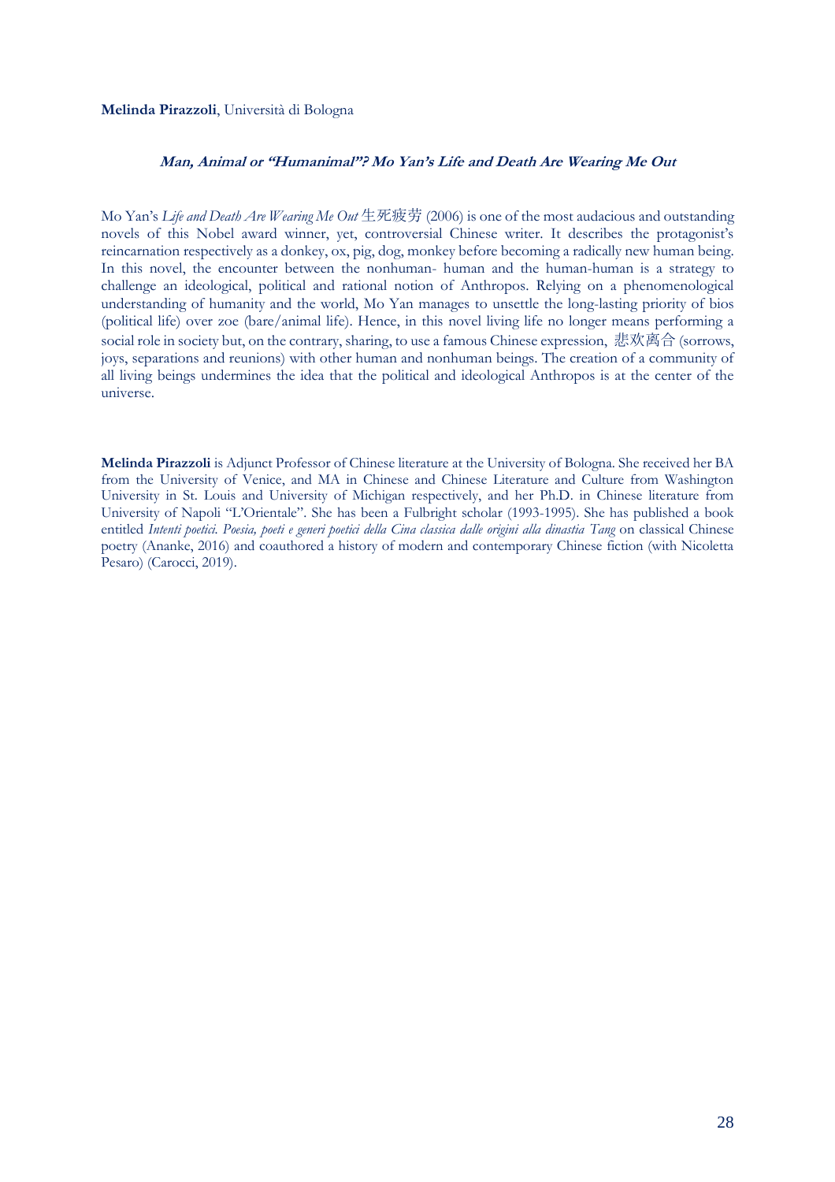**Melinda Pirazzoli**, Università di Bologna

### ***Man, Animal or "Humanimal"? Mo Yan's Life and Death Are Wearing Me Out***

Mo Yan's *Life and Death Are Wearing Me Out* 生死疲劳 (2006) is one of the most audacious and outstanding novels of this Nobel award winner, yet, controversial Chinese writer. It describes the protagonist's reincarnation respectively as a donkey, ox, pig, dog, monkey before becoming a radically new human being. In this novel, the encounter between the nonhuman- human and the human-human is a strategy to challenge an ideological, political and rational notion of Anthropos. Relying on a phenomenological understanding of humanity and the world, Mo Yan manages to unsettle the long-lasting priority of bios (political life) over zoe (bare/animal life). Hence, in this novel living life no longer means performing a social role in society but, on the contrary, sharing, to use a famous Chinese expression, 悲欢离合 (sorrows, joys, separations and reunions) with other human and nonhuman beings. The creation of a community of all living beings undermines the idea that the political and ideological Anthropos is at the center of the universe.

**Melinda Pirazzoli** is Adjunct Professor of Chinese literature at the University of Bologna. She received her BA from the University of Venice, and MA in Chinese and Chinese Literature and Culture from Washington University in St. Louis and University of Michigan respectively, and her Ph.D. in Chinese literature from University of Napoli "L'Orientale". She has been a Fulbright scholar (1993-1995). She has published a book entitled *Intenti poetici. Poesia, poeti e generi poetici della Cina classica dalle origini alla dinastia Tang* on classical Chinese poetry (Ananke, 2016) and coauthored a history of modern and contemporary Chinese fiction (with Nicoletta Pesaro) (Carocci, 2019).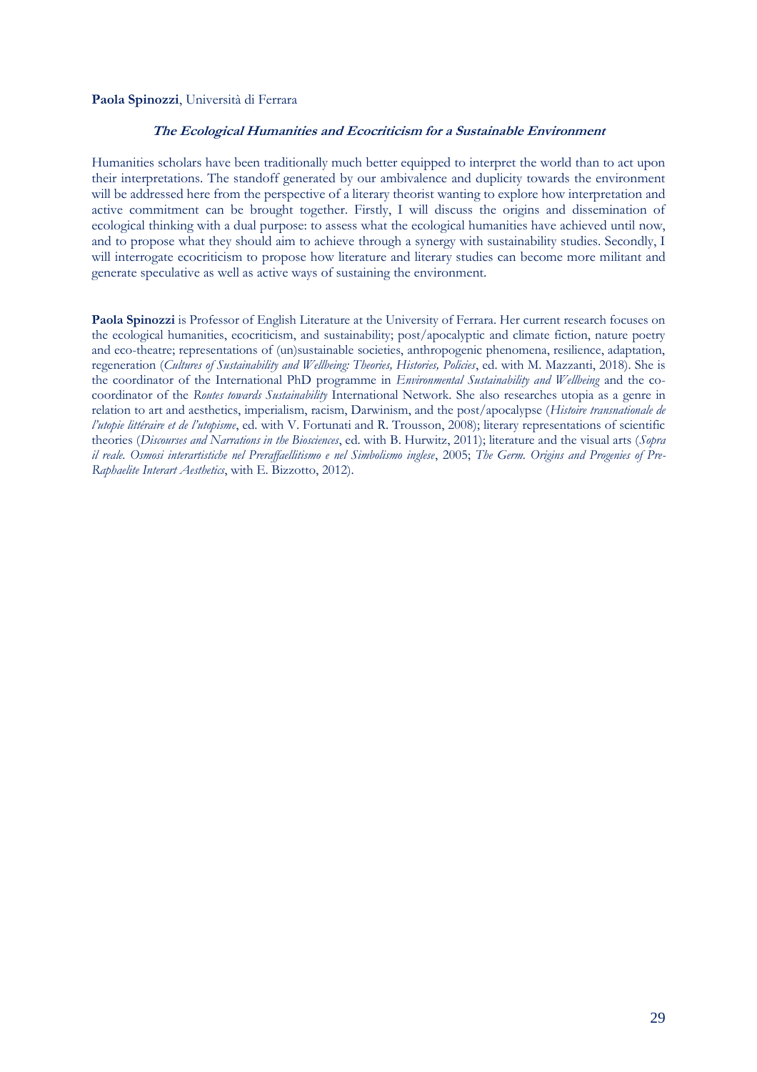**Paola Spinozzi**, Università di Ferrara

### *The Ecological Humanities and Ecocriticism for a Sustainable Environment*

Humanities scholars have been traditionally much better equipped to interpret the world than to act upon their interpretations. The standoff generated by our ambivalence and duplicity towards the environment will be addressed here from the perspective of a literary theorist wanting to explore how interpretation and active commitment can be brought together. Firstly, I will discuss the origins and dissemination of ecological thinking with a dual purpose: to assess what the ecological humanities have achieved until now, and to propose what they should aim to achieve through a synergy with sustainability studies. Secondly, I will interrogate ecocriticism to propose how literature and literary studies can become more militant and generate speculative as well as active ways of sustaining the environment.

**Paola Spinozzi** is Professor of English Literature at the University of Ferrara. Her current research focuses on the ecological humanities, ecocriticism, and sustainability; post/apocalyptic and climate fiction, nature poetry and eco-theatre; representations of (un)sustainable societies, anthropogenic phenomena, resilience, adaptation, regeneration (*Cultures of Sustainability and Wellbeing: Theories, Histories, Policies*, ed. with M. Mazzanti, 2018). She is the coordinator of the International PhD programme in *Environmental Sustainability and Wellbeing* and the co-coordinator of the *Routes towards Sustainability* International Network. She also researches utopia as a genre in relation to art and aesthetics, imperialism, racism, Darwinism, and the post/apocalypse (*Histoire transnationale de l'utopie littéraire et de l'utopisme*, ed. with V. Fortunati and R. Trousson, 2008); literary representations of scientific theories (*Discourses and Narrations in the Biosciences*, ed. with B. Hurwitz, 2011); literature and the visual arts (*Sopra il reale. Osmosi interartistiche nel Preraffaellitismo e nel Simbolismo inglese*, 2005; *The Germ. Origins and Progenies of Pre-Raphaelite Interart Aesthetics*, with E. Bizzotto, 2012).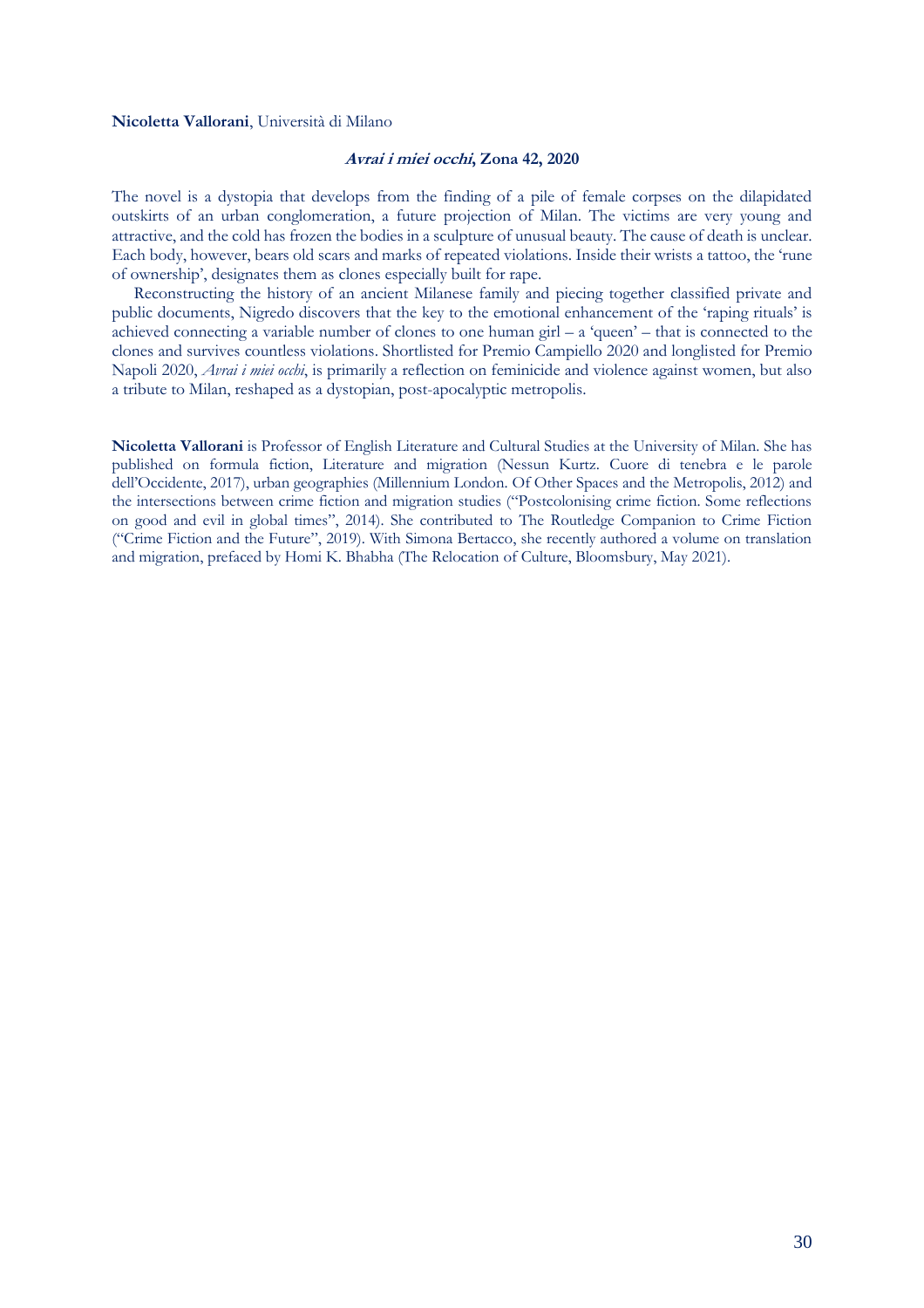**Nicoletta Vallorani**, Università di Milano

### ***Avrai i miei occhi*, Zona 42, 2020**

The novel is a dystopia that develops from the finding of a pile of female corpses on the dilapidated outskirts of an urban conglomeration, a future projection of Milan. The victims are very young and attractive, and the cold has frozen the bodies in a sculpture of unusual beauty. The cause of death is unclear. Each body, however, bears old scars and marks of repeated violations. Inside their wrists a tattoo, the 'rune of ownership', designates them as clones especially built for rape.

Reconstructing the history of an ancient Milanese family and piecing together classified private and public documents, Nigredo discovers that the key to the emotional enhancement of the 'raping rituals' is achieved connecting a variable number of clones to one human girl – a 'queen' – that is connected to the clones and survives countless violations. Shortlisted for Premio Campiello 2020 and longlisted for Premio Napoli 2020, *Avrai i miei occhi*, is primarily a reflection on feminicide and violence against women, but also a tribute to Milan, reshaped as a dystopian, post-apocalyptic metropolis.

**Nicoletta Vallorani** is Professor of English Literature and Cultural Studies at the University of Milan. She has published on formula fiction, Literature and migration (Nessun Kurtz. Cuore di tenebra e le parole dell'Occidente, 2017), urban geographies (Millennium London. Of Other Spaces and the Metropolis, 2012) and the intersections between crime fiction and migration studies ("Postcolonising crime fiction. Some reflections on good and evil in global times", 2014). She contributed to The Routledge Companion to Crime Fiction ("Crime Fiction and the Future", 2019). With Simona Bertacco, she recently authored a volume on translation and migration, prefaced by Homi K. Bhabha (The Relocation of Culture, Bloomsbury, May 2021).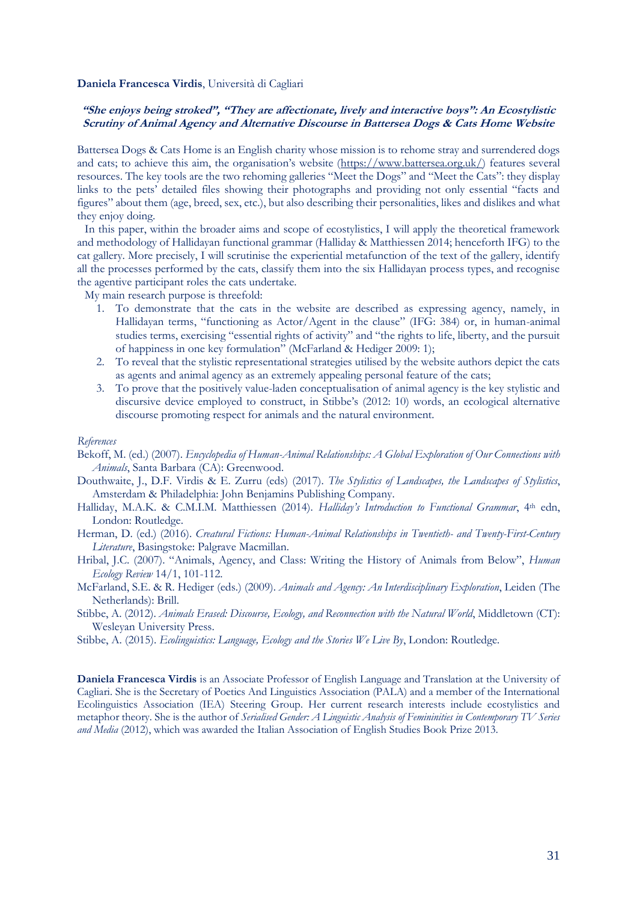**Daniela Francesca Virdis**, Università di Cagliari

### *"She enjoys being stroked", "They are affectionate, lively and interactive boys": An Ecostylistic Scrutiny of Animal Agency and Alternative Discourse in Battersea Dogs & Cats Home Website*

Battersea Dogs & Cats Home is an English charity whose mission is to rehome stray and surrendered dogs and cats; to achieve this aim, the organisation's website (https://www.battersea.org.uk/) features several resources. The key tools are the two rehoming galleries "Meet the Dogs" and "Meet the Cats": they display links to the pets' detailed files showing their photographs and providing not only essential "facts and figures" about them (age, breed, sex, etc.), but also describing their personalities, likes and dislikes and what they enjoy doing.

In this paper, within the broader aims and scope of ecostylistics, I will apply the theoretical framework and methodology of Hallidayan functional grammar (Halliday & Matthiessen 2014; henceforth IFG) to the cat gallery. More precisely, I will scrutinise the experiential metafunction of the text of the gallery, identify all the processes performed by the cats, classify them into the six Hallidayan process types, and recognise the agentive participant roles the cats undertake.

My main research purpose is threefold:

1. To demonstrate that the cats in the website are described as expressing agency, namely, in Hallidayan terms, "functioning as Actor/Agent in the clause" (IFG: 384) or, in human-animal studies terms, exercising "essential rights of activity" and "the rights to life, liberty, and the pursuit of happiness in one key formulation" (McFarland & Hediger 2009: 1);
2. To reveal that the stylistic representational strategies utilised by the website authors depict the cats as agents and animal agency as an extremely appealing personal feature of the cats;
3. To prove that the positively value-laden conceptualisation of animal agency is the key stylistic and discursive device employed to construct, in Stibbe's (2012: 10) words, an ecological alternative discourse promoting respect for animals and the natural environment.

*References*

Bekoff, M. (ed.) (2007). *Encyclopedia of Human-Animal Relationships: A Global Exploration of Our Connections with Animals*, Santa Barbara (CA): Greenwood.

Douthwaite, J., D.F. Virdis & E. Zurru (eds) (2017). *The Stylistics of Landscapes, the Landscapes of Stylistics*, Amsterdam & Philadelphia: John Benjamins Publishing Company.

Halliday, M.A.K. & C.M.I.M. Matthiessen (2014). *Halliday's Introduction to Functional Grammar*, 4th edn, London: Routledge.

Herman, D. (ed.) (2016). *Creatural Fictions: Human-Animal Relationships in Twentieth- and Twenty-First-Century Literature*, Basingstoke: Palgrave Macmillan.

Hribal, J.C. (2007). "Animals, Agency, and Class: Writing the History of Animals from Below", *Human Ecology Review* 14/1, 101-112.

McFarland, S.E. & R. Hediger (eds.) (2009). *Animals and Agency: An Interdisciplinary Exploration*, Leiden (The Netherlands): Brill.

Stibbe, A. (2012). *Animals Erased: Discourse, Ecology, and Reconnection with the Natural World*, Middletown (CT): Wesleyan University Press.

Stibbe, A. (2015). *Ecolinguistics: Language, Ecology and the Stories We Live By*, London: Routledge.

**Daniela Francesca Virdis** is an Associate Professor of English Language and Translation at the University of Cagliari. She is the Secretary of Poetics And Linguistics Association (PALA) and a member of the International Ecolinguistics Association (IEA) Steering Group. Her current research interests include ecostylistics and metaphor theory. She is the author of *Serialised Gender: A Linguistic Analysis of Femininities in Contemporary TV Series and Media* (2012), which was awarded the Italian Association of English Studies Book Prize 2013.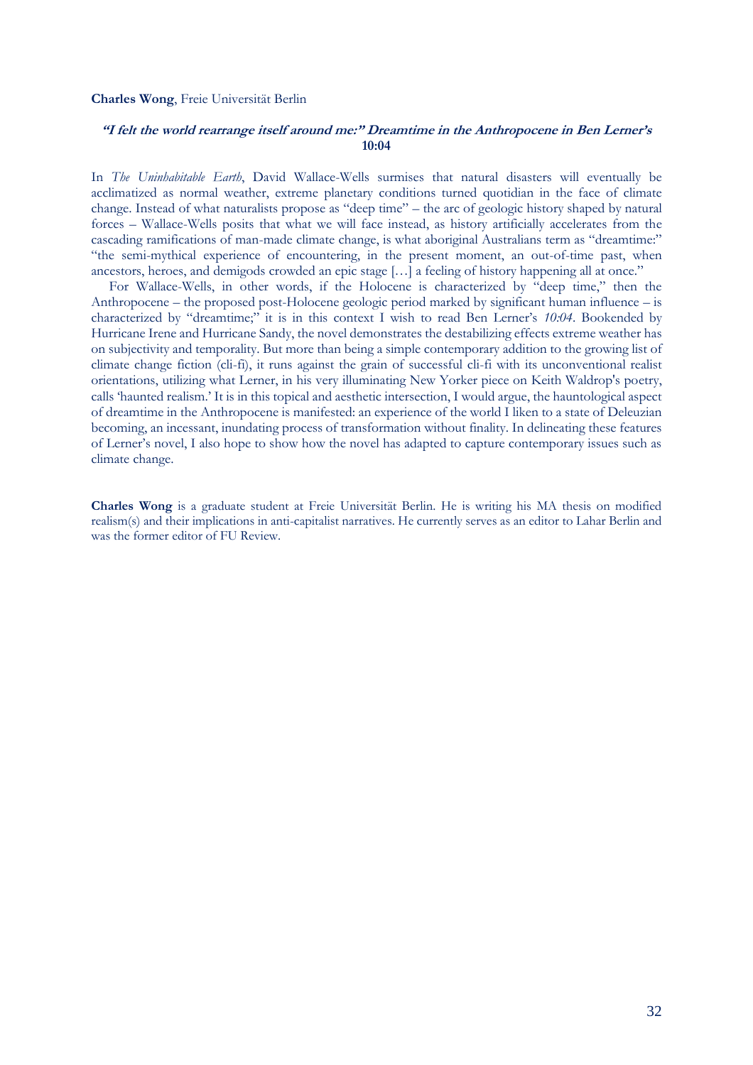**Charles Wong**, Freie Universität Berlin

### *"I felt the world rearrange itself around me:" Dreamtime in the Anthropocene in Ben Lerner's* 10:04

In *The Uninhabitable Earth*, David Wallace-Wells surmises that natural disasters will eventually be acclimatized as normal weather, extreme planetary conditions turned quotidian in the face of climate change. Instead of what naturalists propose as "deep time" – the arc of geologic history shaped by natural forces – Wallace-Wells posits that what we will face instead, as history artificially accelerates from the cascading ramifications of man-made climate change, is what aboriginal Australians term as "dreamtime:" "the semi-mythical experience of encountering, in the present moment, an out-of-time past, when ancestors, heroes, and demigods crowded an epic stage […] a feeling of history happening all at once."

For Wallace-Wells, in other words, if the Holocene is characterized by "deep time," then the Anthropocene – the proposed post-Holocene geologic period marked by significant human influence – is characterized by "dreamtime;" it is in this context I wish to read Ben Lerner's *10:04*. Bookended by Hurricane Irene and Hurricane Sandy, the novel demonstrates the destabilizing effects extreme weather has on subjectivity and temporality. But more than being a simple contemporary addition to the growing list of climate change fiction (cli-fi), it runs against the grain of successful cli-fi with its unconventional realist orientations, utilizing what Lerner, in his very illuminating New Yorker piece on Keith Waldrop's poetry, calls 'haunted realism.' It is in this topical and aesthetic intersection, I would argue, the hauntological aspect of dreamtime in the Anthropocene is manifested: an experience of the world I liken to a state of Deleuzian becoming, an incessant, inundating process of transformation without finality. In delineating these features of Lerner's novel, I also hope to show how the novel has adapted to capture contemporary issues such as climate change.

**Charles Wong** is a graduate student at Freie Universität Berlin. He is writing his MA thesis on modified realism(s) and their implications in anti-capitalist narratives. He currently serves as an editor to Lahar Berlin and was the former editor of FU Review.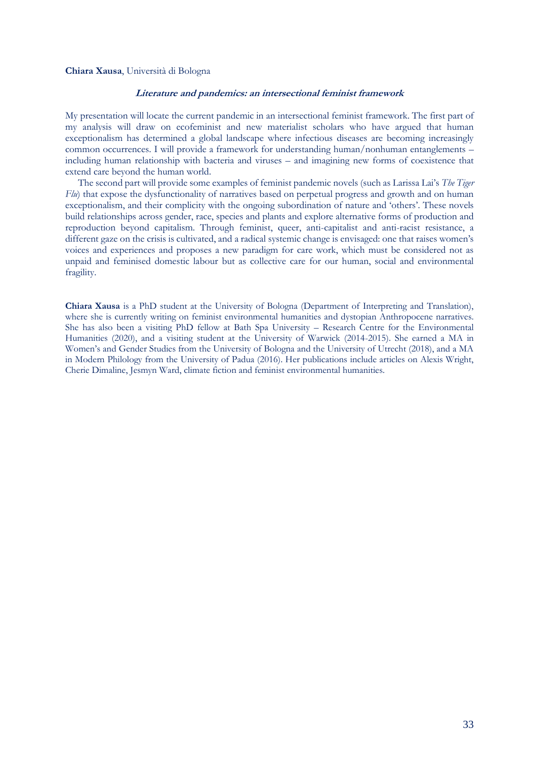**Chiara Xausa**, Università di Bologna

### ***Literature and pandemics: an intersectional feminist framework***

My presentation will locate the current pandemic in an intersectional feminist framework. The first part of my analysis will draw on ecofeminist and new materialist scholars who have argued that human exceptionalism has determined a global landscape where infectious diseases are becoming increasingly common occurrences. I will provide a framework for understanding human/nonhuman entanglements – including human relationship with bacteria and viruses – and imagining new forms of coexistence that extend care beyond the human world.

The second part will provide some examples of feminist pandemic novels (such as Larissa Lai's *The Tiger Flu*) that expose the dysfunctionality of narratives based on perpetual progress and growth and on human exceptionalism, and their complicity with the ongoing subordination of nature and 'others'. These novels build relationships across gender, race, species and plants and explore alternative forms of production and reproduction beyond capitalism. Through feminist, queer, anti-capitalist and anti-racist resistance, a different gaze on the crisis is cultivated, and a radical systemic change is envisaged: one that raises women's voices and experiences and proposes a new paradigm for care work, which must be considered not as unpaid and feminised domestic labour but as collective care for our human, social and environmental fragility.

**Chiara Xausa** is a PhD student at the University of Bologna (Department of Interpreting and Translation), where she is currently writing on feminist environmental humanities and dystopian Anthropocene narratives. She has also been a visiting PhD fellow at Bath Spa University – Research Centre for the Environmental Humanities (2020), and a visiting student at the University of Warwick (2014-2015). She earned a MA in Women's and Gender Studies from the University of Bologna and the University of Utrecht (2018), and a MA in Modern Philology from the University of Padua (2016). Her publications include articles on Alexis Wright, Cherie Dimaline, Jesmyn Ward, climate fiction and feminist environmental humanities.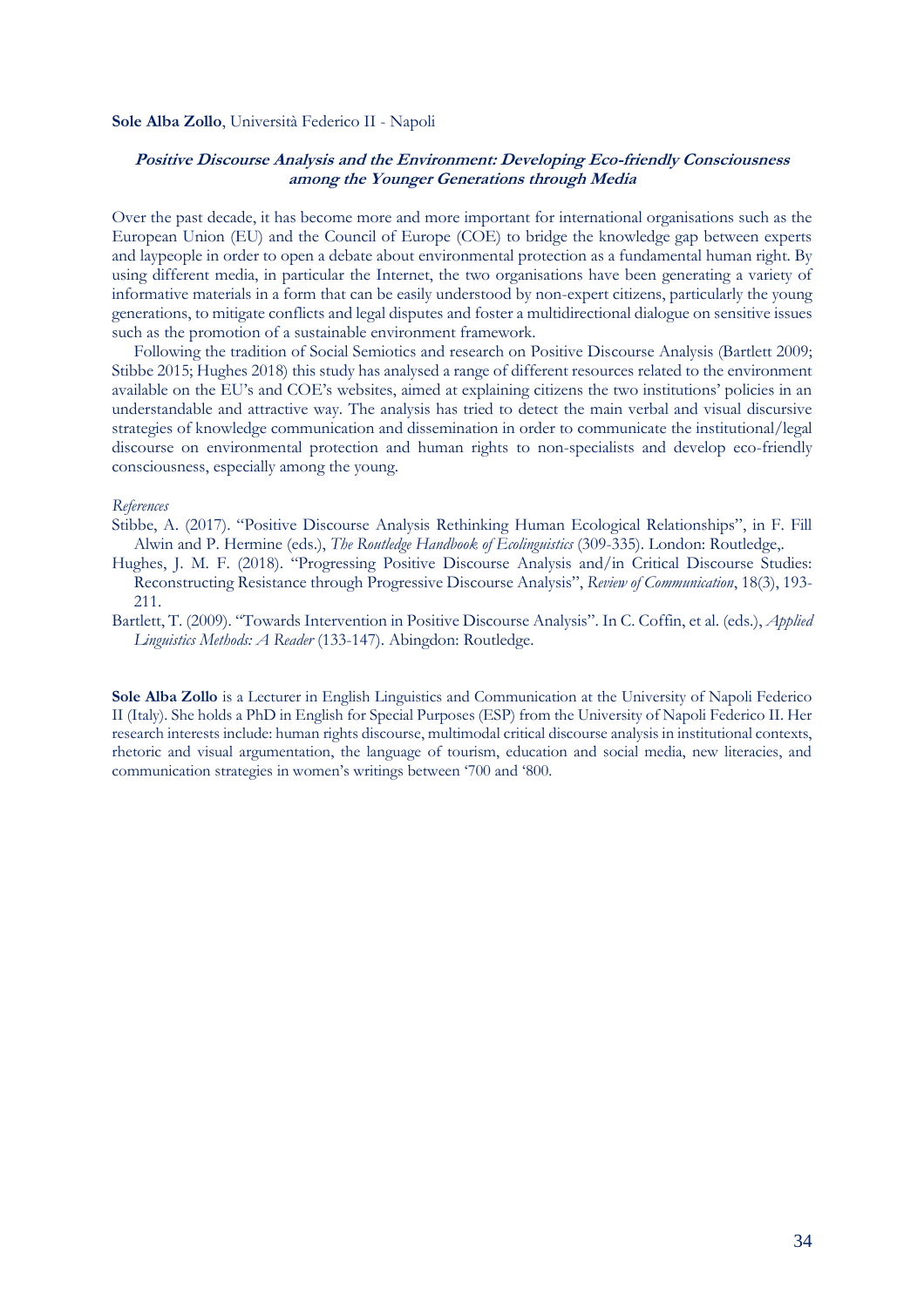**Sole Alba Zollo**, Università Federico II - Napoli

### *Positive Discourse Analysis and the Environment: Developing Eco-friendly Consciousness among the Younger Generations through Media*

Over the past decade, it has become more and more important for international organisations such as the European Union (EU) and the Council of Europe (COE) to bridge the knowledge gap between experts and laypeople in order to open a debate about environmental protection as a fundamental human right. By using different media, in particular the Internet, the two organisations have been generating a variety of informative materials in a form that can be easily understood by non-expert citizens, particularly the young generations, to mitigate conflicts and legal disputes and foster a multidirectional dialogue on sensitive issues such as the promotion of a sustainable environment framework.

Following the tradition of Social Semiotics and research on Positive Discourse Analysis (Bartlett 2009; Stibbe 2015; Hughes 2018) this study has analysed a range of different resources related to the environment available on the EU's and COE's websites, aimed at explaining citizens the two institutions' policies in an understandable and attractive way. The analysis has tried to detect the main verbal and visual discursive strategies of knowledge communication and dissemination in order to communicate the institutional/legal discourse on environmental protection and human rights to non-specialists and develop eco-friendly consciousness, especially among the young.

*References*

Stibbe, A. (2017). "Positive Discourse Analysis Rethinking Human Ecological Relationships", in F. Fill Alwin and P. Hermine (eds.), *The Routledge Handbook of Ecolinguistics* (309-335). London: Routledge,.

Hughes, J. M. F. (2018). "Progressing Positive Discourse Analysis and/in Critical Discourse Studies: Reconstructing Resistance through Progressive Discourse Analysis", *Review of Communication*, 18(3), 193-211.

Bartlett, T. (2009). "Towards Intervention in Positive Discourse Analysis". In C. Coffin, et al. (eds.), *Applied Linguistics Methods: A Reader* (133-147). Abingdon: Routledge.

**Sole Alba Zollo** is a Lecturer in English Linguistics and Communication at the University of Napoli Federico II (Italy). She holds a PhD in English for Special Purposes (ESP) from the University of Napoli Federico II. Her research interests include: human rights discourse, multimodal critical discourse analysis in institutional contexts, rhetoric and visual argumentation, the language of tourism, education and social media, new literacies, and communication strategies in women's writings between '700 and '800.